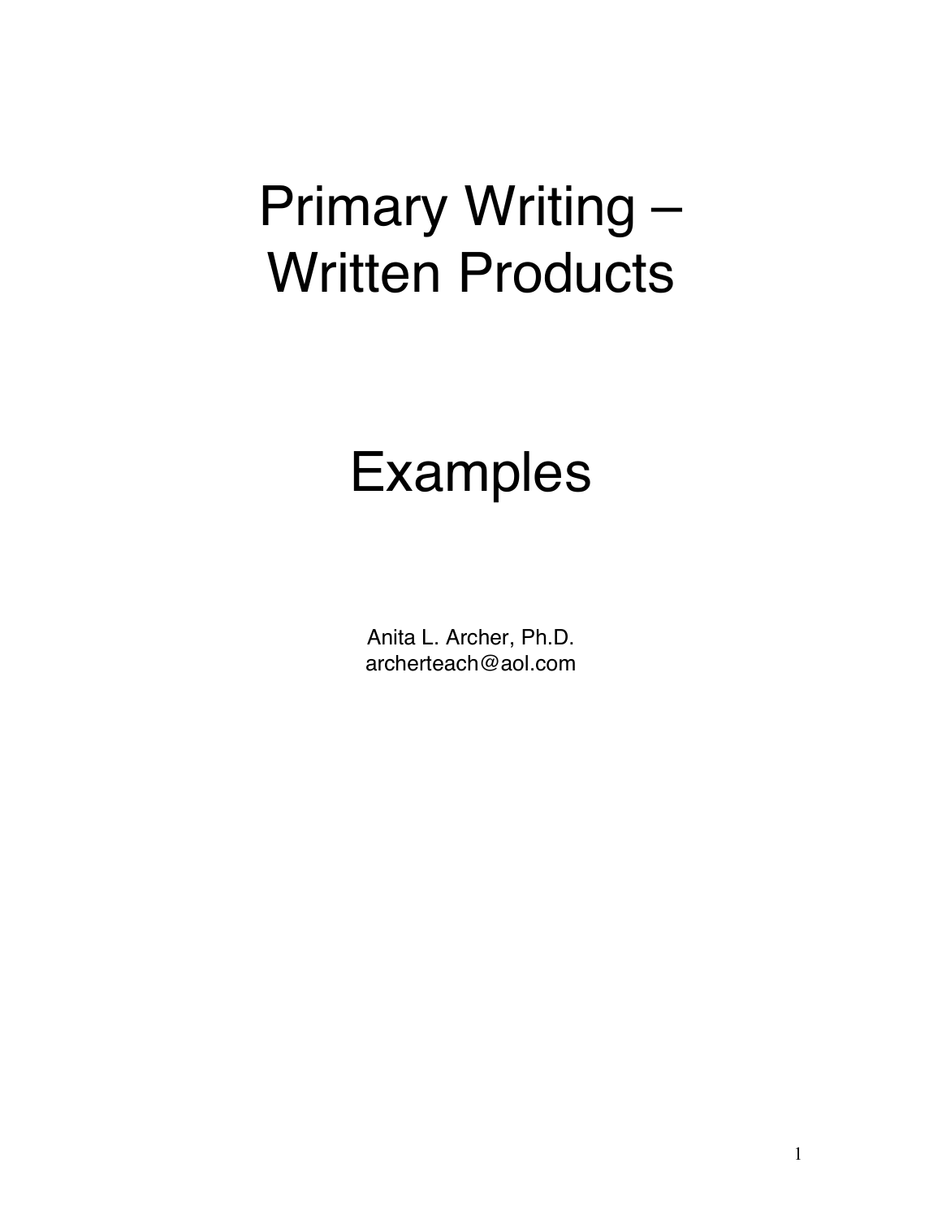# Primary Writing – Written Products

# Examples

Anita L. Archer, Ph.D.
archerteach@aol.com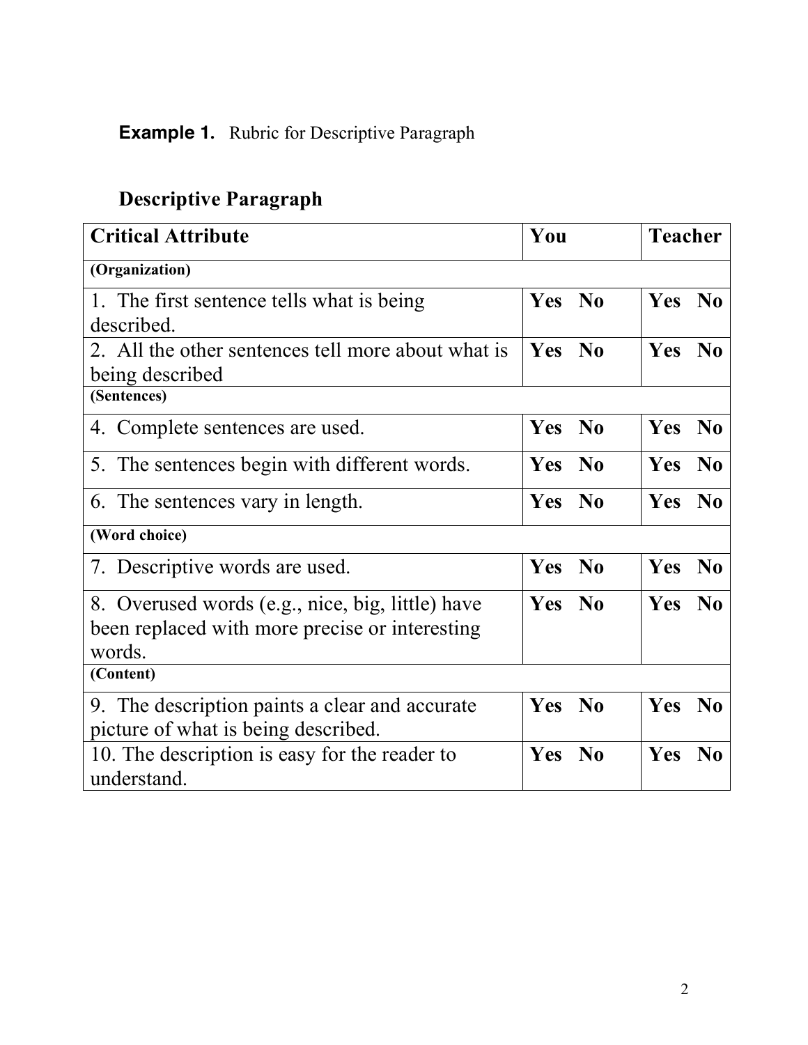**Example 1.** Rubric for Descriptive Paragraph

## Descriptive Paragraph

| Critical Attribute | You | Teacher |
|---|---|---|
| **(Organization)** | | |
| 1. The first sentence tells what is being described. | **Yes No** | **Yes No** |
| 2. All the other sentences tell more about what is being described | **Yes No** | **Yes No** |
| **(Sentences)** | | |
| 4. Complete sentences are used. | **Yes No** | **Yes No** |
| 5. The sentences begin with different words. | **Yes No** | **Yes No** |
| 6. The sentences vary in length. | **Yes No** | **Yes No** |
| **(Word choice)** | | |
| 7. Descriptive words are used. | **Yes No** | **Yes No** |
| 8. Overused words (e.g., nice, big, little) have been replaced with more precise or interesting words. | **Yes No** | **Yes No** |
| **(Content)** | | |
| 9. The description paints a clear and accurate picture of what is being described. | **Yes No** | **Yes No** |
| 10. The description is easy for the reader to understand. | **Yes No** | **Yes No** |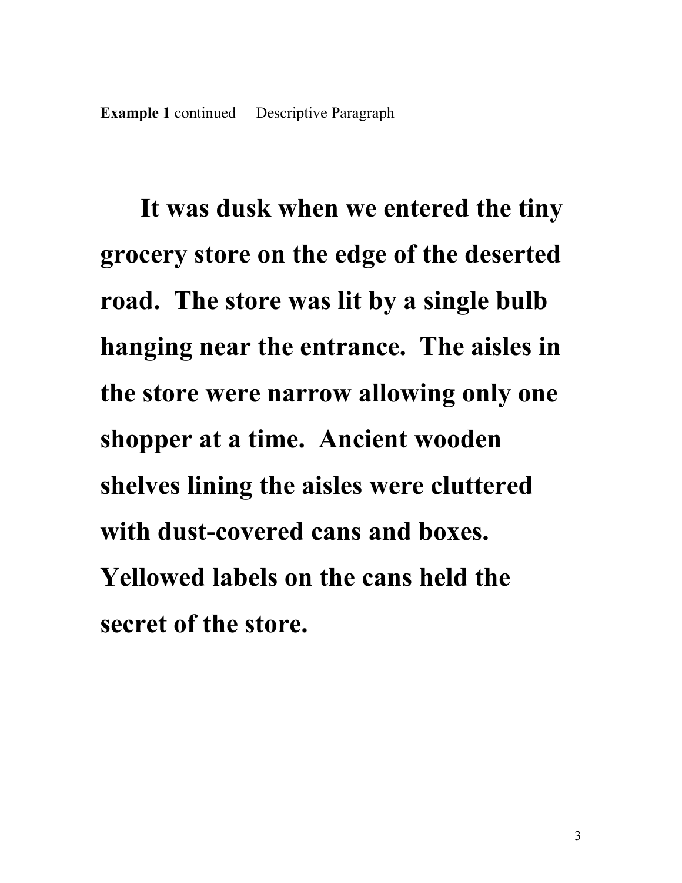**Example 1** continued     Descriptive Paragraph

**It was dusk when we entered the tiny grocery store on the edge of the deserted road. The store was lit by a single bulb hanging near the entrance. The aisles in the store were narrow allowing only one shopper at a time. Ancient wooden shelves lining the aisles were cluttered with dust-covered cans and boxes. Yellowed labels on the cans held the secret of the store.**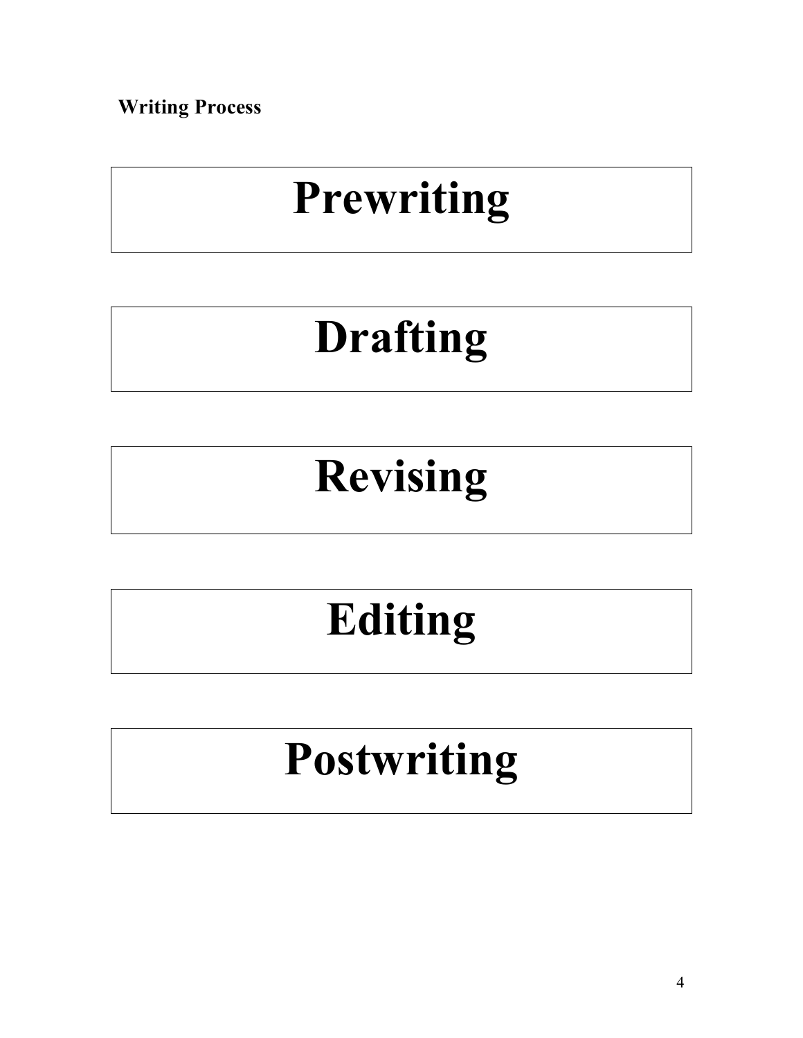**Writing Process**

# Prewriting

# Drafting

# Revising

# Editing

# Postwriting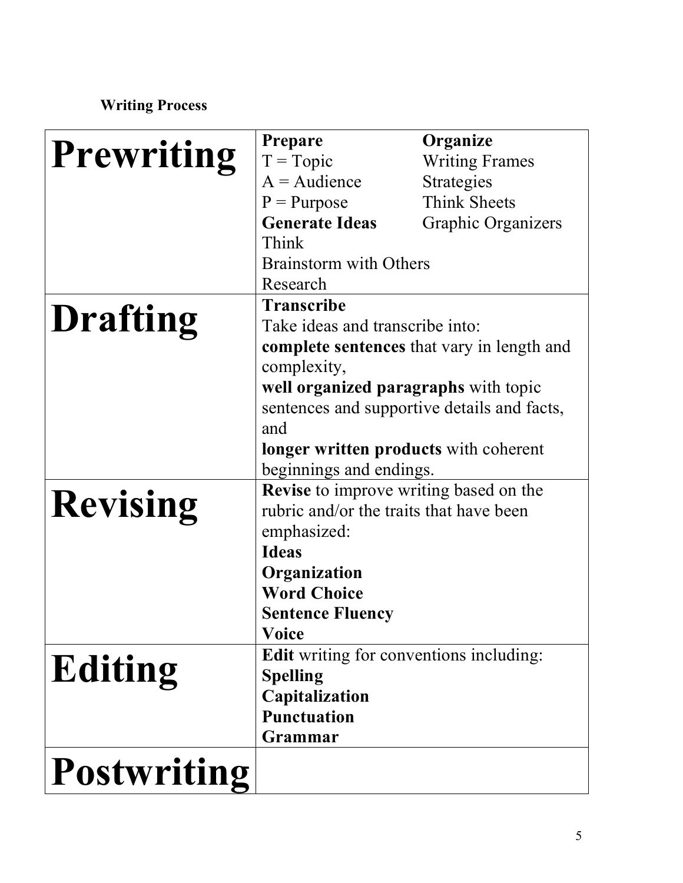**Writing Process**

| | | |
|---|---|---|
| **Prewriting** | **Prepare**<br>T = Topic<br>A = Audience<br>P = Purpose<br>**Generate Ideas**<br>Think<br>Brainstorm with Others<br>Research | **Organize**<br>Writing Frames<br>Strategies<br>Think Sheets<br>Graphic Organizers |
| **Drafting** | **Transcribe**<br>Take ideas and transcribe into:<br>**complete sentences** that vary in length and complexity,<br>**well organized paragraphs** with topic sentences and supportive details and facts, and<br>**longer written products** with coherent beginnings and endings. | |
| **Revising** | **Revise** to improve writing based on the rubric and/or the traits that have been emphasized:<br>**Ideas**<br>**Organization**<br>**Word Choice**<br>**Sentence Fluency**<br>**Voice** | |
| **Editing** | **Edit** writing for conventions including:<br>**Spelling**<br>**Capitalization**<br>**Punctuation**<br>**Grammar** | |
| **Postwriting** | | |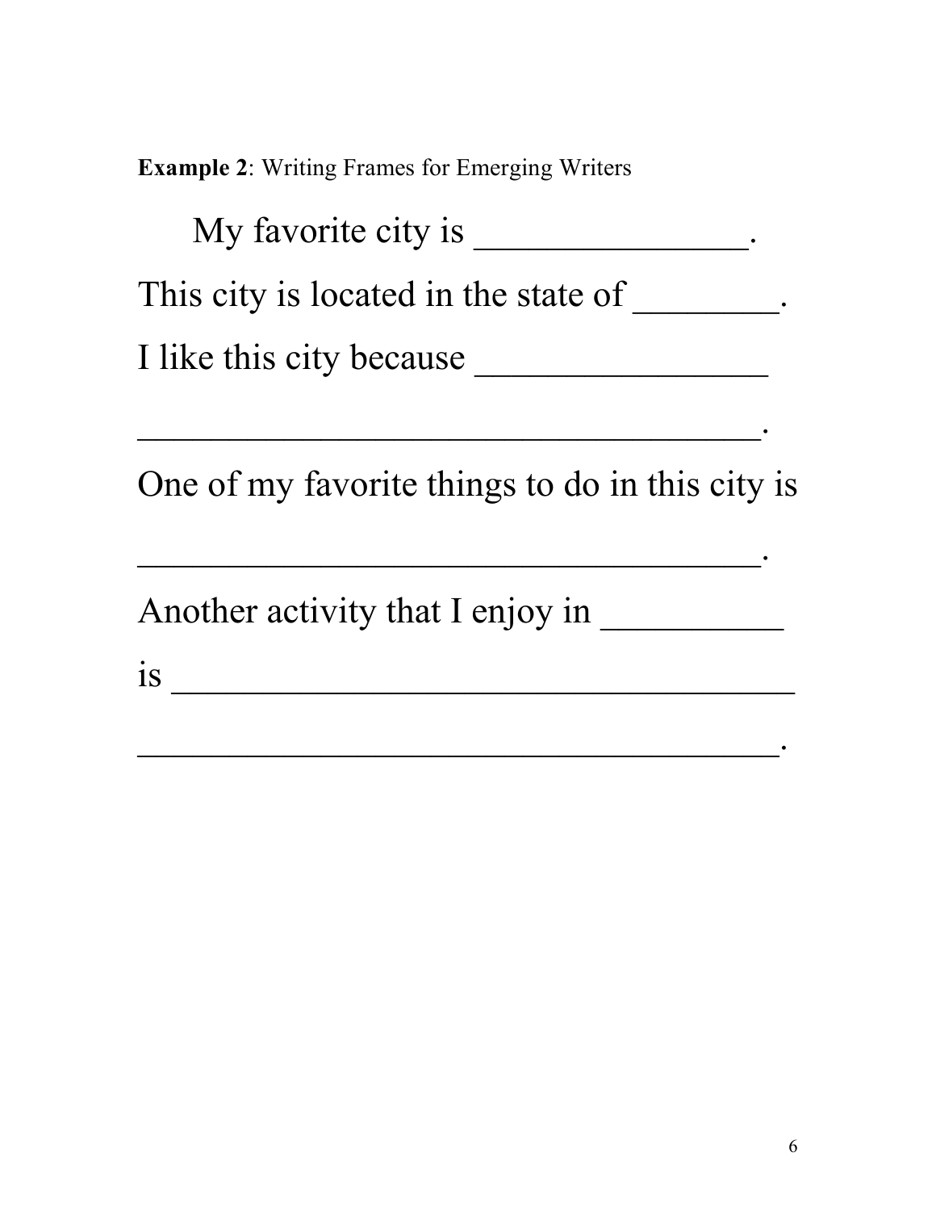**Example 2**: Writing Frames for Emerging Writers

My favorite city is _______________.

This city is located in the state of ________.

I like this city because ________________

__________________________________.

One of my favorite things to do in this city is

__________________________________.

Another activity that I enjoy in __________

is ___________________________________

___________________________________.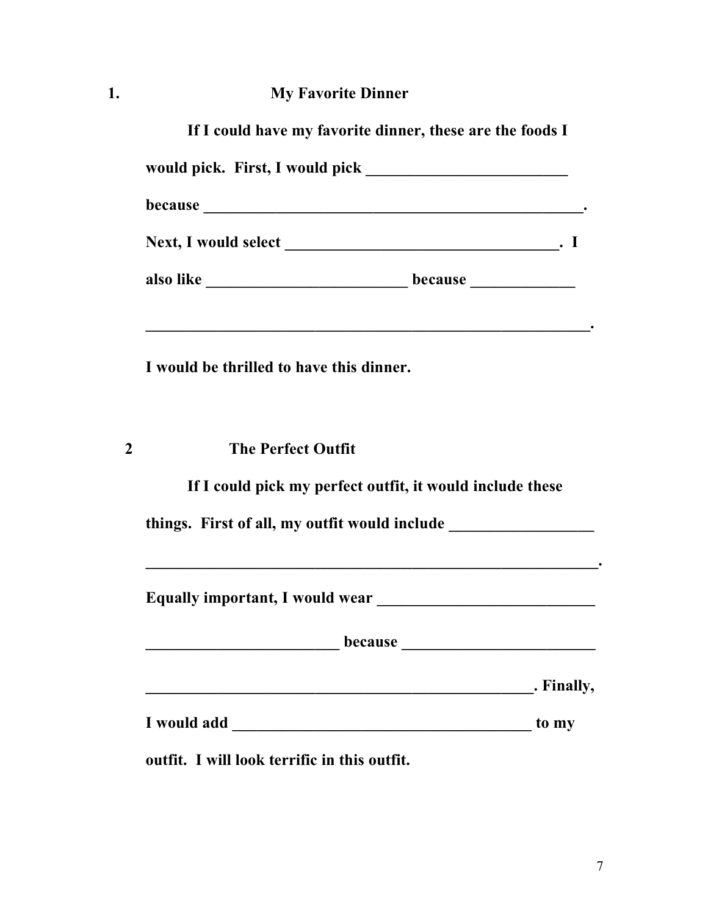1. **My Favorite Dinner**

**If I could have my favorite dinner, these are the foods I would pick. First, I would pick _________________________ because _______________________________________________. Next, I would select ___________________________________. I also like _________________________ because _____________ _________________________________________________________.**

**I would be thrilled to have this dinner.**

2 **The Perfect Outfit**

**If I could pick my perfect outfit, it would include these things. First of all, my outfit would include __________________ _________________________________________________________. Equally important, I would wear ___________________________ ________________________ because ________________________ _________________________________________________. Finally, I would add _____________________________________ to my outfit. I will look terrific in this outfit.**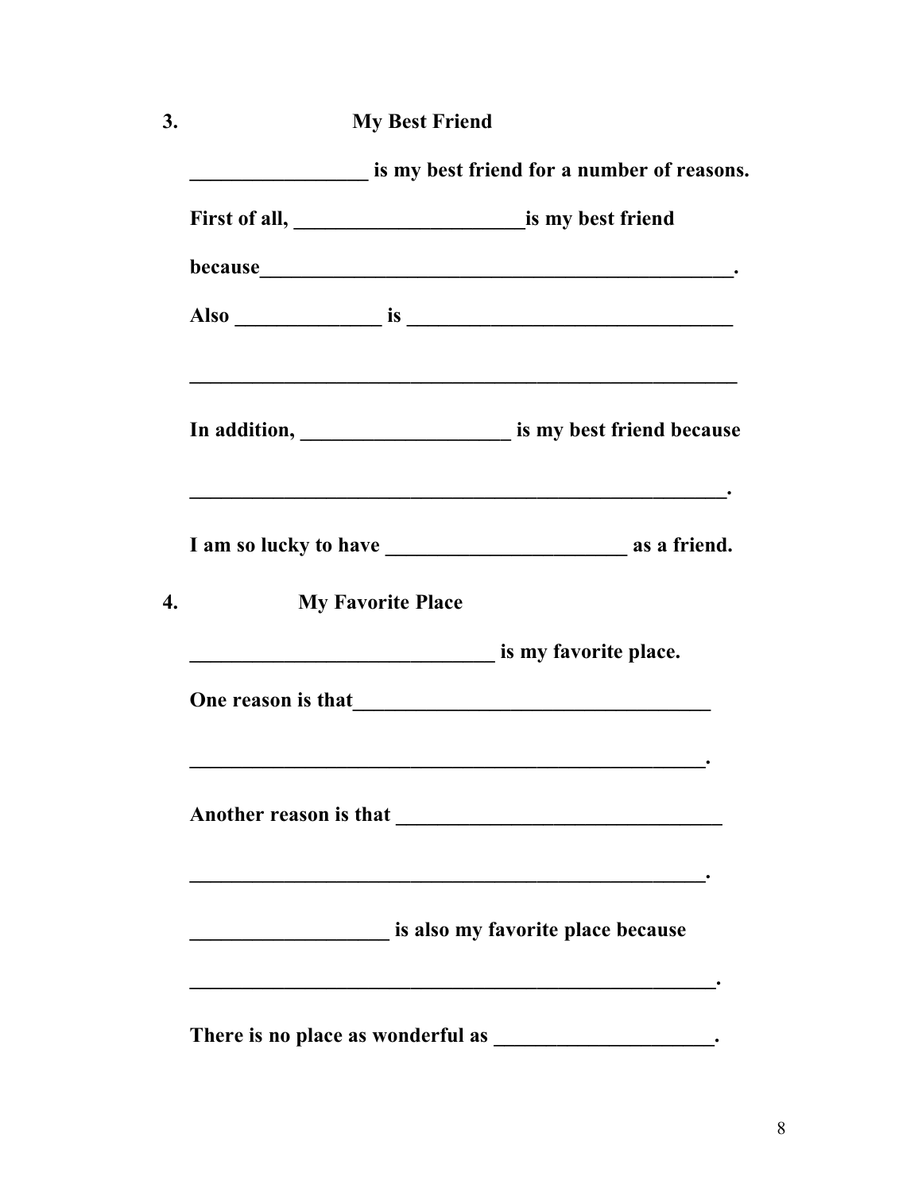**3. My Best Friend**

**_________________ is my best friend for a number of reasons.**

**First of all, ______________________is my best friend**

**because_____________________________________________.**

**Also ______________ is ______________________________**

**____________________________________________________**

**In addition, ____________________ is my best friend because**

**___________________________________________________.**

**I am so lucky to have _______________________ as a friend.**

**4. My Favorite Place**

**_____________________________ is my favorite place.**

**One reason is that__________________________________**

**_________________________________________________.**

**Another reason is that _______________________________**

**_________________________________________________.**

**___________________ is also my favorite place because**

**__________________________________________________.**

**There is no place as wonderful as _____________________.**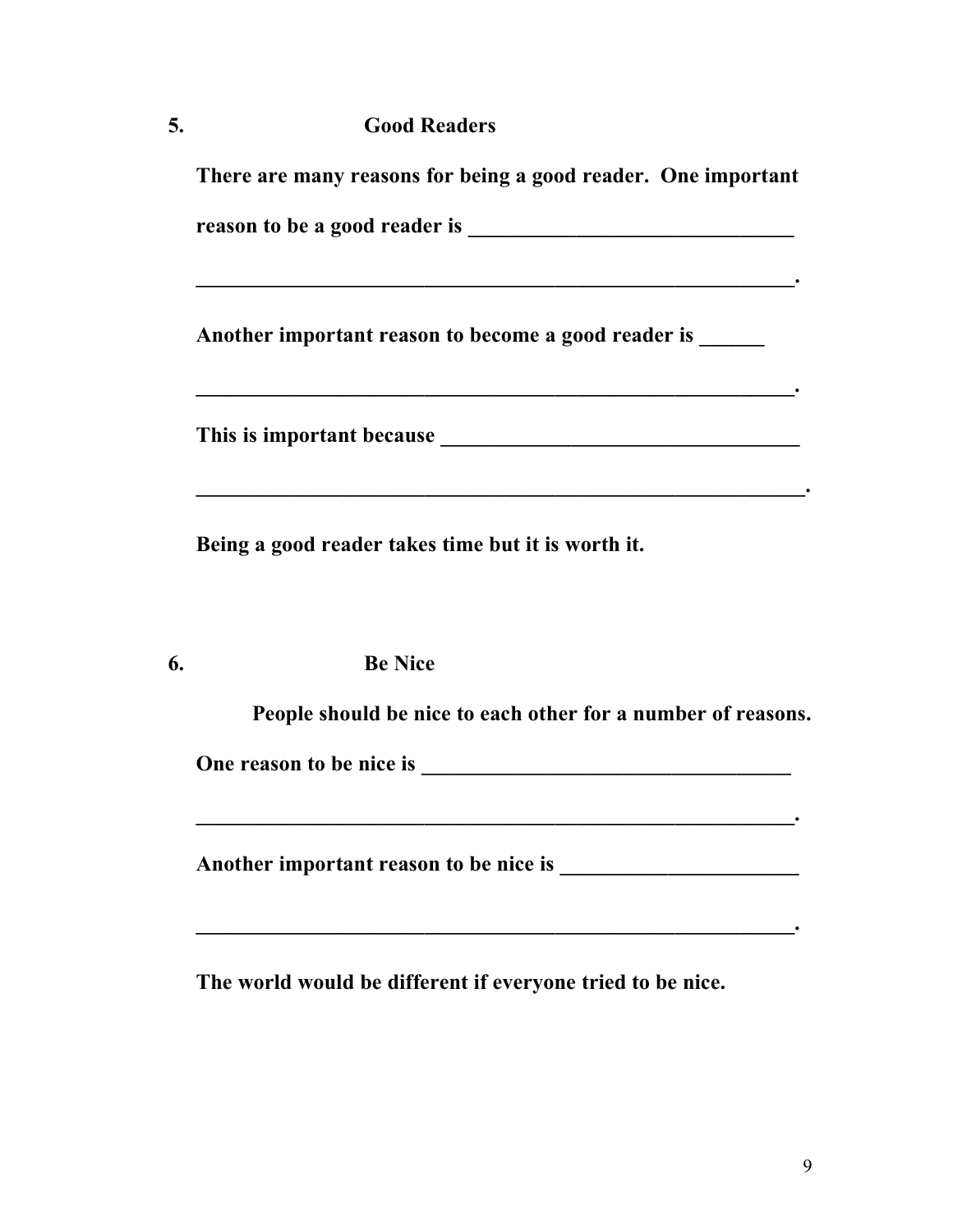**5. Good Readers**

**There are many reasons for being a good reader. One important reason to be a good reader is ______________________________**

**_________________________________________________________.**

**Another important reason to become a good reader is ______**

**_________________________________________________________.**

**This is important because _________________________________**

**__________________________________________________________.**

**Being a good reader takes time but it is worth it.**

**6. Be Nice**

**People should be nice to each other for a number of reasons.**

**One reason to be nice is __________________________________**

**_________________________________________________________.**

**Another important reason to be nice is _____________________**

**_________________________________________________________.**

**The world would be different if everyone tried to be nice.**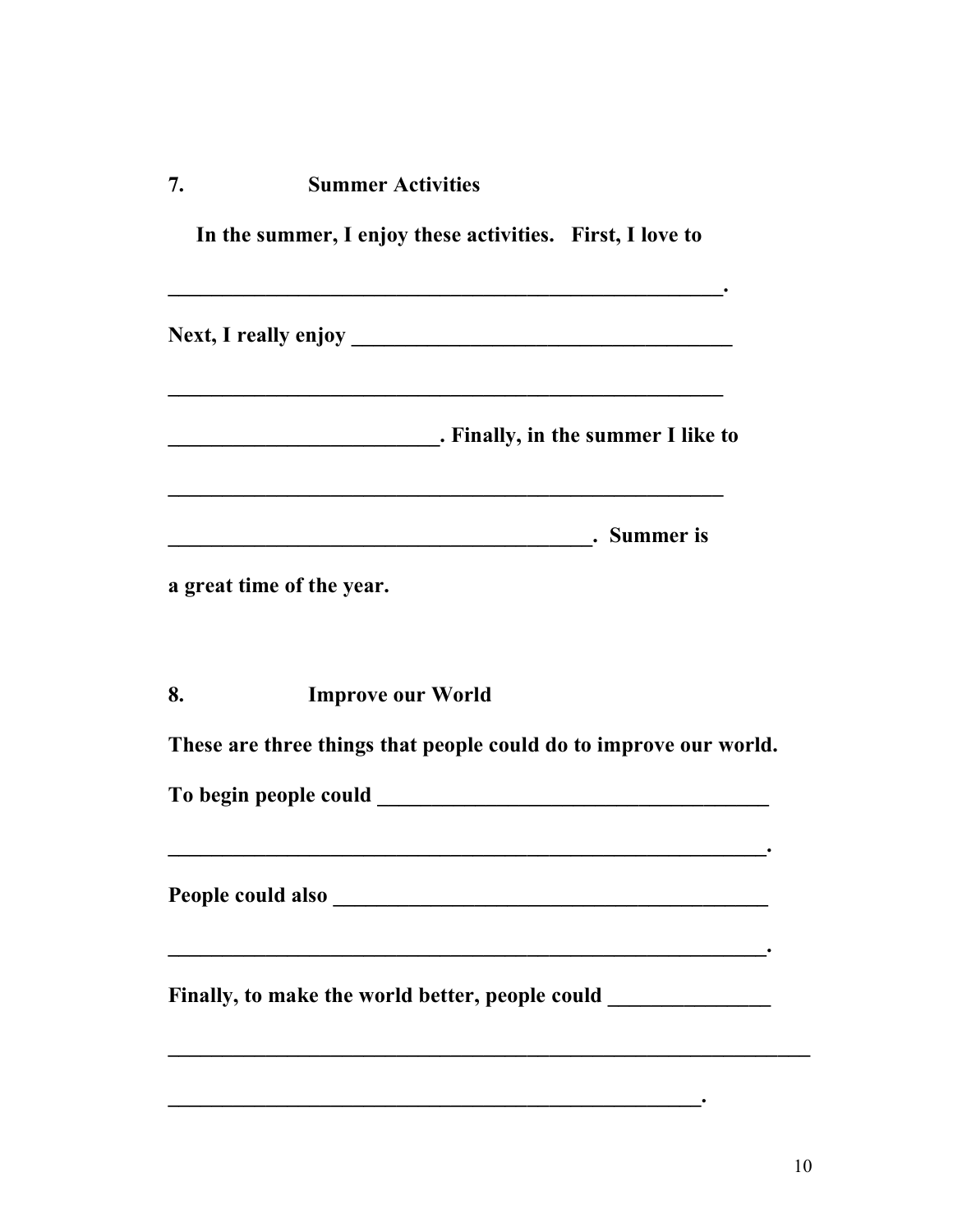**7. Summer Activities**

**In the summer, I enjoy these activities. First, I love to**

**______________________________________________________.**

**Next, I really enjoy ______________________________________**

**______________________________________________________**

**__________________________. Finally, in the summer I like to**

**______________________________________________________**

**________________________________________. Summer is**

**a great time of the year.**

**8. Improve our World**

**These are three things that people could do to improve our world.**

**To begin people could _____________________________________**

**__________________________________________________________.**

**People could also _________________________________________**

**__________________________________________________________.**

**Finally, to make the world better, people could _______________**

**_______________________________________________________________**

**____________________________________________________.**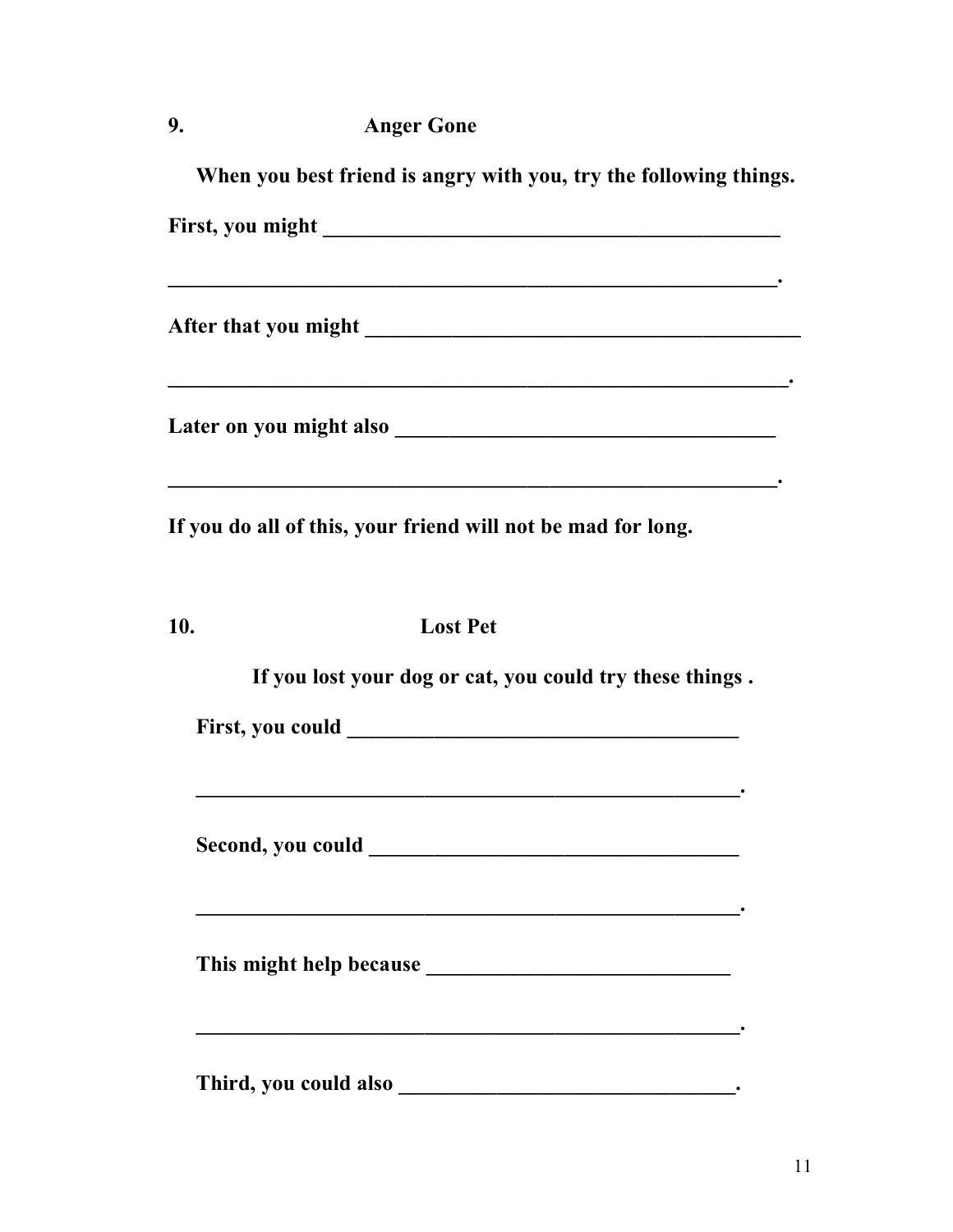**9. Anger Gone**

**When you best friend is angry with you, try the following things.**

**First, you might ___________________________________________**

**__________________________________________________________.**

**After that you might ________________________________________**

**__________________________________________________________.**

**Later on you might also ____________________________________**

**__________________________________________________________.**

**If you do all of this, your friend will not be mad for long.**

**10. Lost Pet**

**If you lost your dog or cat, you could try these things .**

**First, you could _____________________________________**

**_____________________________________________________.**

**Second, you could ___________________________________**

**_____________________________________________________.**

**This might help because ____________________________**

**_____________________________________________________.**

**Third, you could also _______________________________.**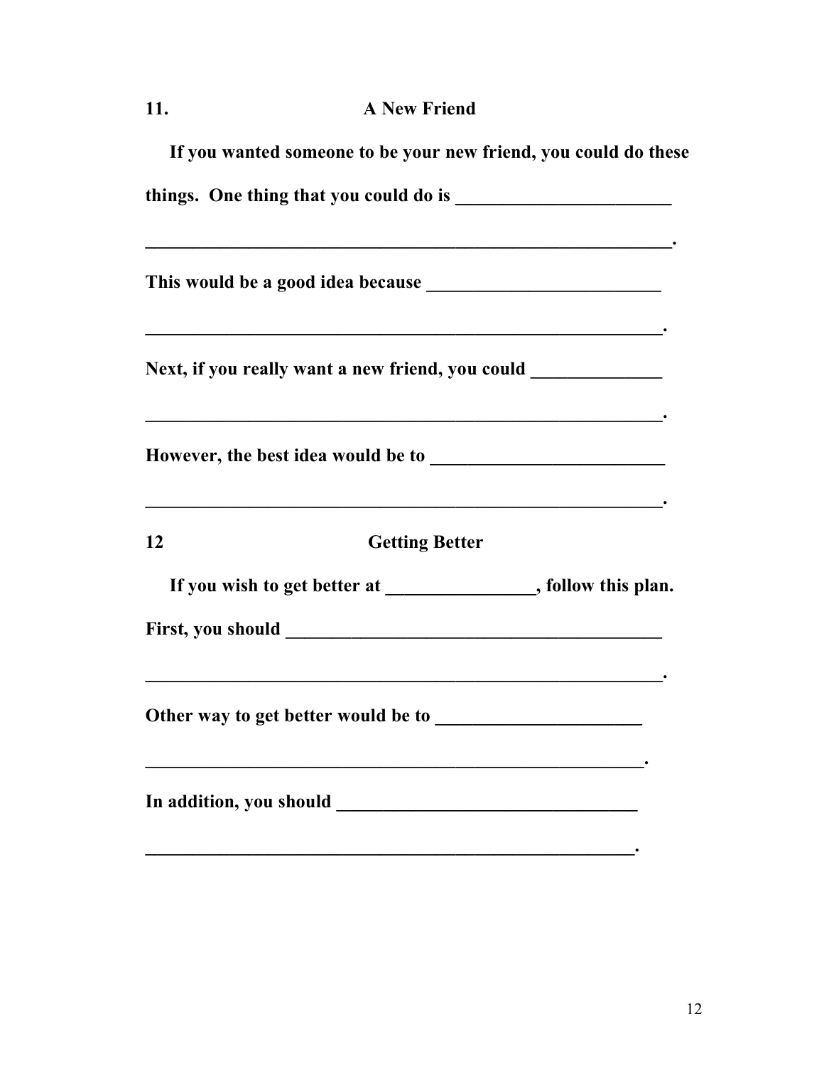## 11. A New Friend

**If you wanted someone to be your new friend, you could do these things. One thing that you could do is ________________________**

**__________________________________________________________.**

**This would be a good idea because __________________________**

**_________________________________________________________.**

**Next, if you really want a new friend, you could ______________**

**_________________________________________________________.**

**However, the best idea would be to __________________________**

**_________________________________________________________.**

## 12 Getting Better

**If you wish to get better at ________________, follow this plan.**

**First, you should __________________________________________**

**_________________________________________________________.**

**Other way to get better would be to ______________________**

**_______________________________________________________.**

**In addition, you should _________________________________**

**______________________________________________________.**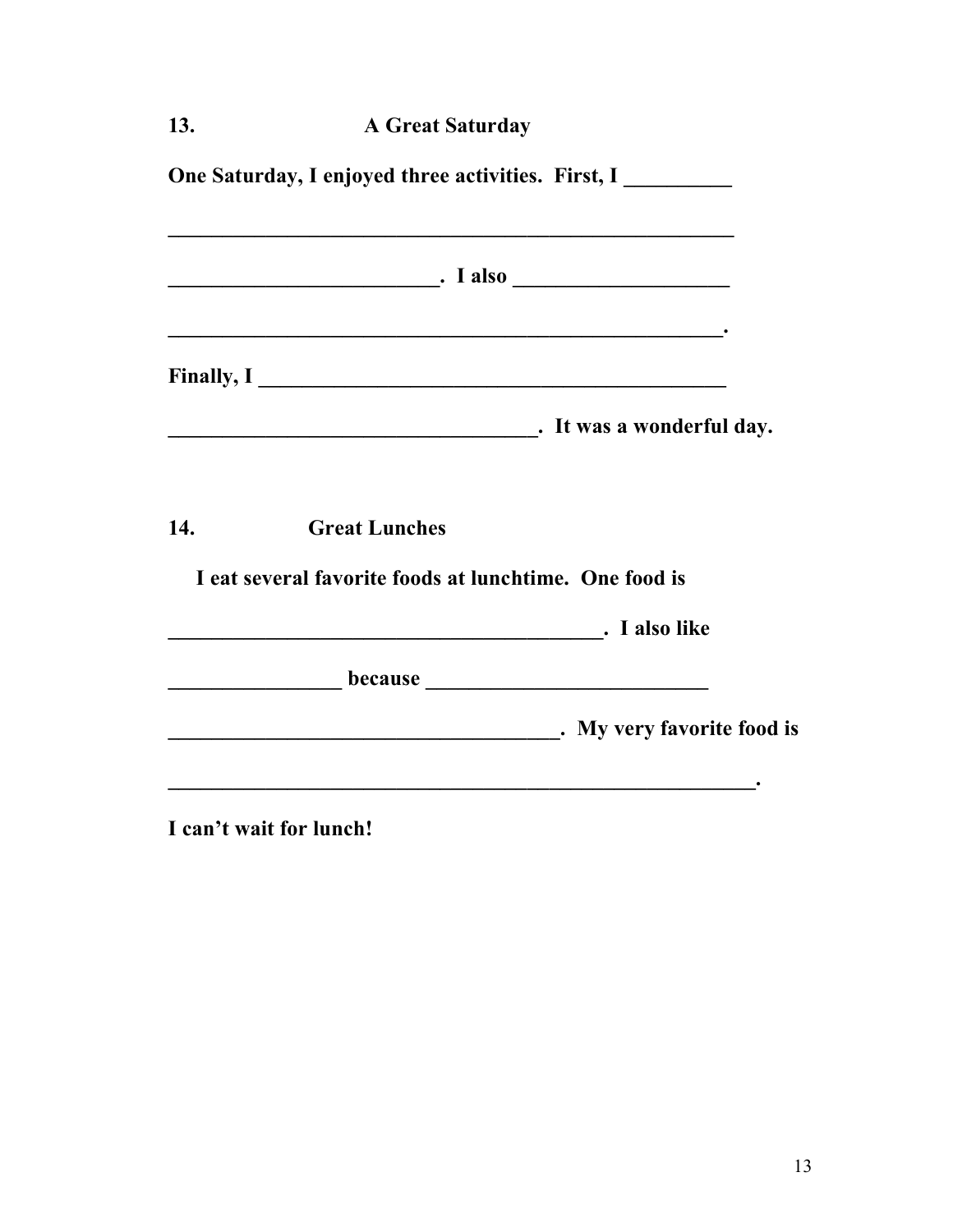**13. A Great Saturday**

**One Saturday, I enjoyed three activities. First, I __________**

**_______________________________________________________**

**__________________________. I also ____________________**

**______________________________________________________.**

**Finally, I _____________________________________________**

**___________________________________. It was a wonderful day.**

**14. Great Lunches**

**I eat several favorite foods at lunchtime. One food is**

**_________________________________________. I also like**

**________________ because ___________________________**

**_____________________________________. My very favorite food is**

**_________________________________________________________.**

**I can't wait for lunch!**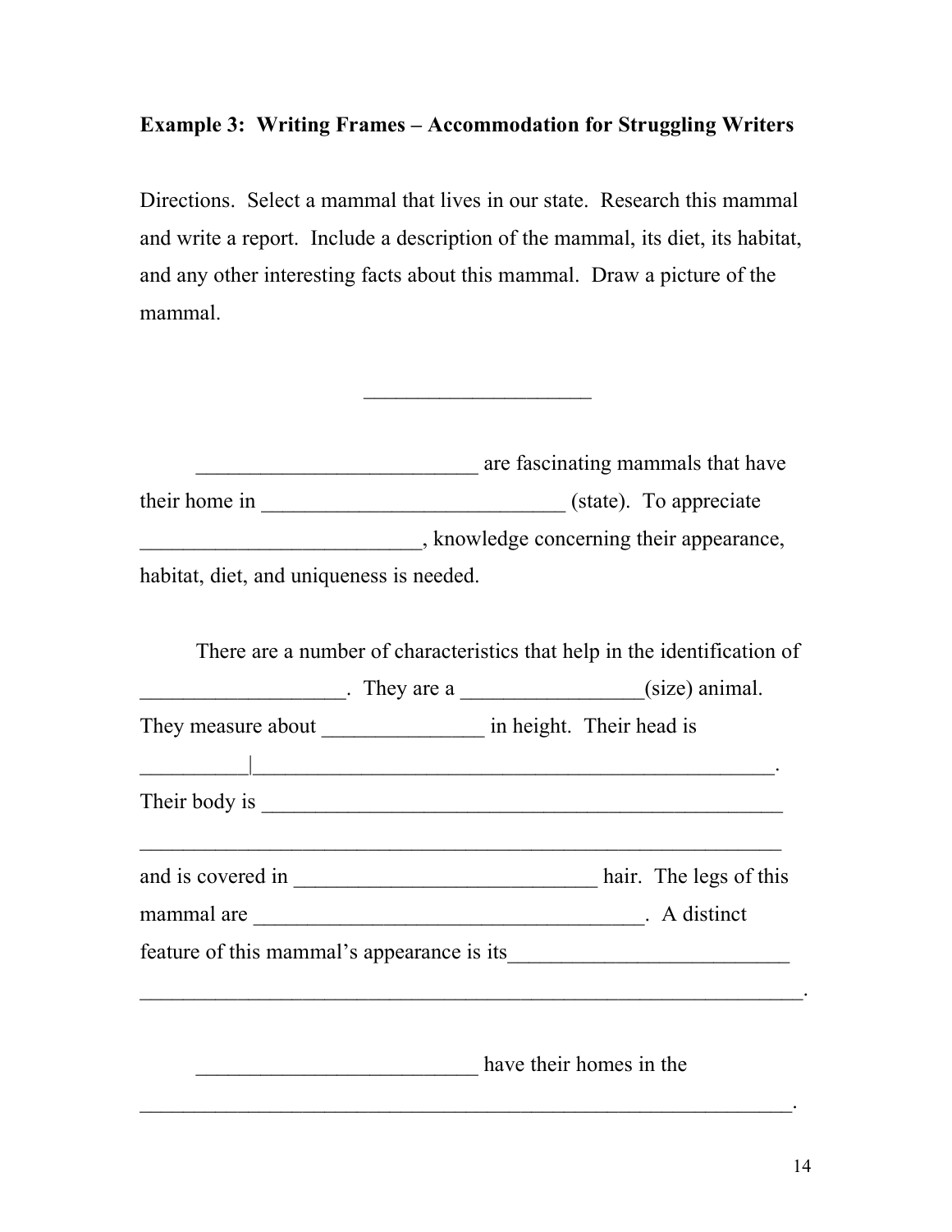**Example 3: Writing Frames – Accommodation for Struggling Writers**

Directions. Select a mammal that lives in our state. Research this mammal and write a report. Include a description of the mammal, its diet, its habitat, and any other interesting facts about this mammal. Draw a picture of the mammal.

_____________________

__________________________ are fascinating mammals that have their home in ____________________________ (state). To appreciate __________________________, knowledge concerning their appearance, habitat, diet, and uniqueness is needed.

There are a number of characteristics that help in the identification of ___________________. They are a _________________(size) animal. They measure about _______________ in height. Their head is __________|__________________________________________________. Their body is _________________________________________________ _____________________________________________________________ and is covered in ____________________________ hair. The legs of this mammal are ____________________________________. A distinct feature of this mammal's appearance is its__________________________ ______________________________________________________________.

__________________________ have their homes in the ______________________________________________________________.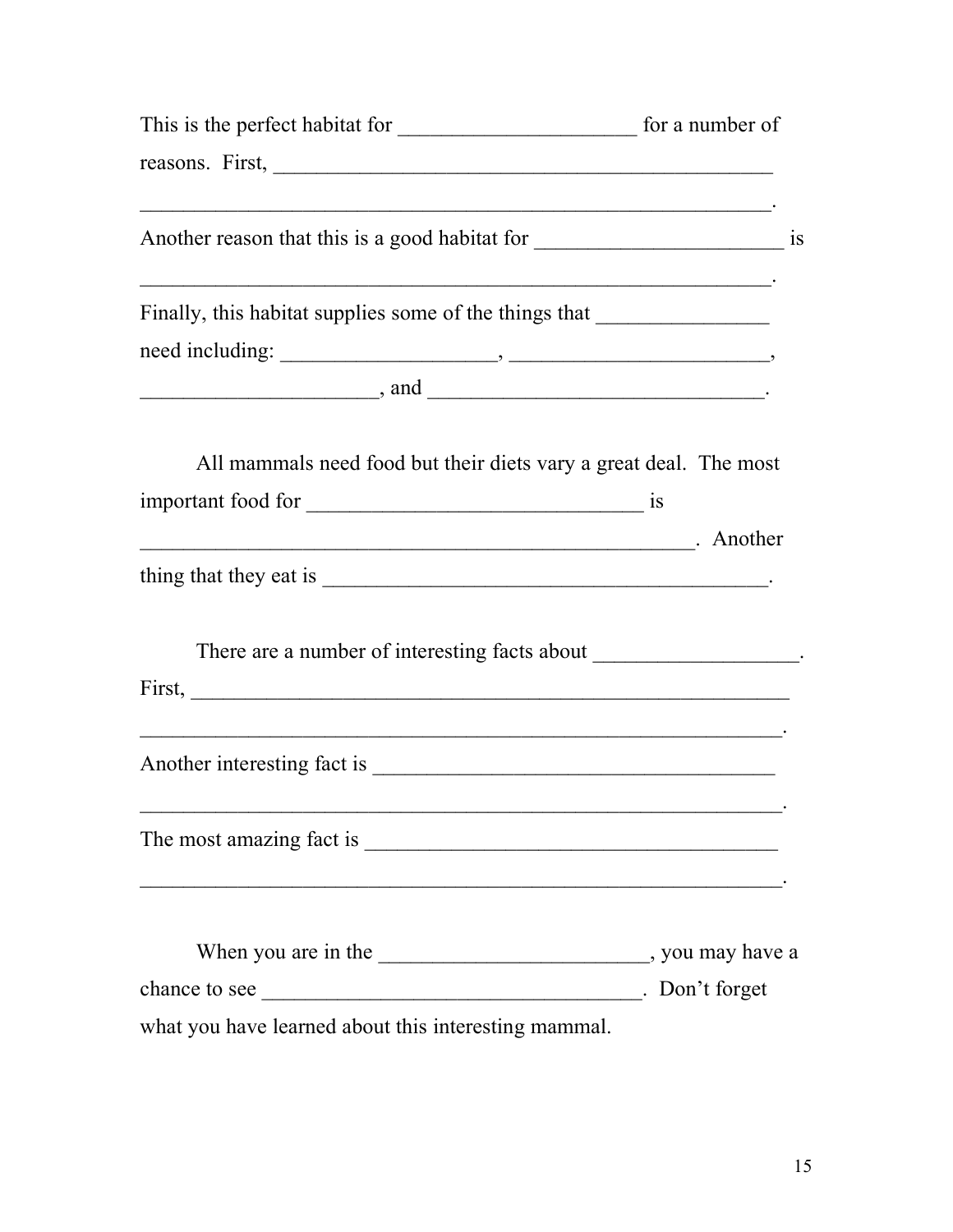This is the perfect habitat for ______________________ for a number of reasons. First, ________________________________________________

_____________________________________________________________.

Another reason that this is a good habitat for _______________________ is _____________________________________________________________.

Finally, this habitat supplies some of the things that ________________ need including: ____________________, ________________________, ______________________, and _______________________________.

All mammals need food but their diets vary a great deal. The most important food for _______________________________ is ___________________________________________________. Another thing that they eat is __________________________________________.

There are a number of interesting facts about ___________________. First, _________________________________________________________

_____________________________________________________________.

Another interesting fact is ______________________________________

_____________________________________________________________.

The most amazing fact is _______________________________________

_____________________________________________________________.

When you are in the _________________________, you may have a chance to see ____________________________________. Don't forget what you have learned about this interesting mammal.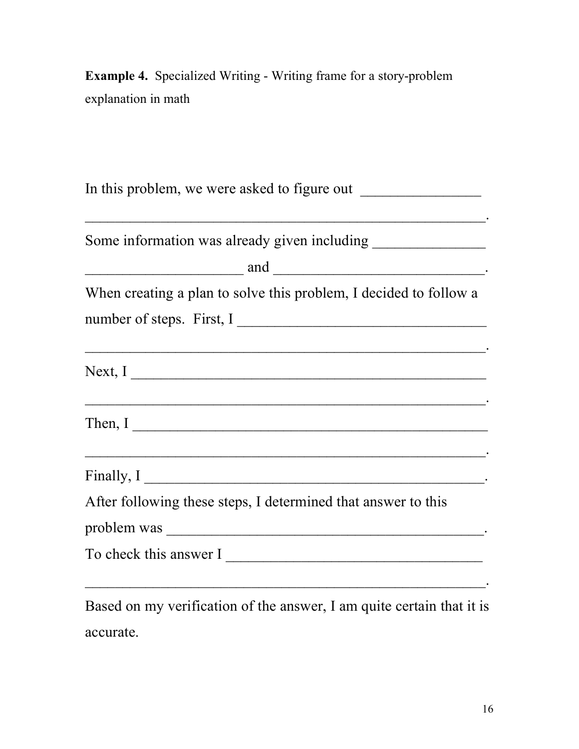**Example 4.** Specialized Writing - Writing frame for a story-problem explanation in math

In this problem, we were asked to figure out ________________
________________________________________________________.
Some information was already given including _______________
_____________________ and ____________________________.
When creating a plan to solve this problem, I decided to follow a number of steps. First, I __________________________________
________________________________________________________.
Next, I ________________________________________________
________________________________________________________.
Then, I ________________________________________________
________________________________________________________.
Finally, I _______________________________________________.
After following these steps, I determined that answer to this problem was ___________________________________________.
To check this answer I __________________________________
________________________________________________________.
Based on my verification of the answer, I am quite certain that it is accurate.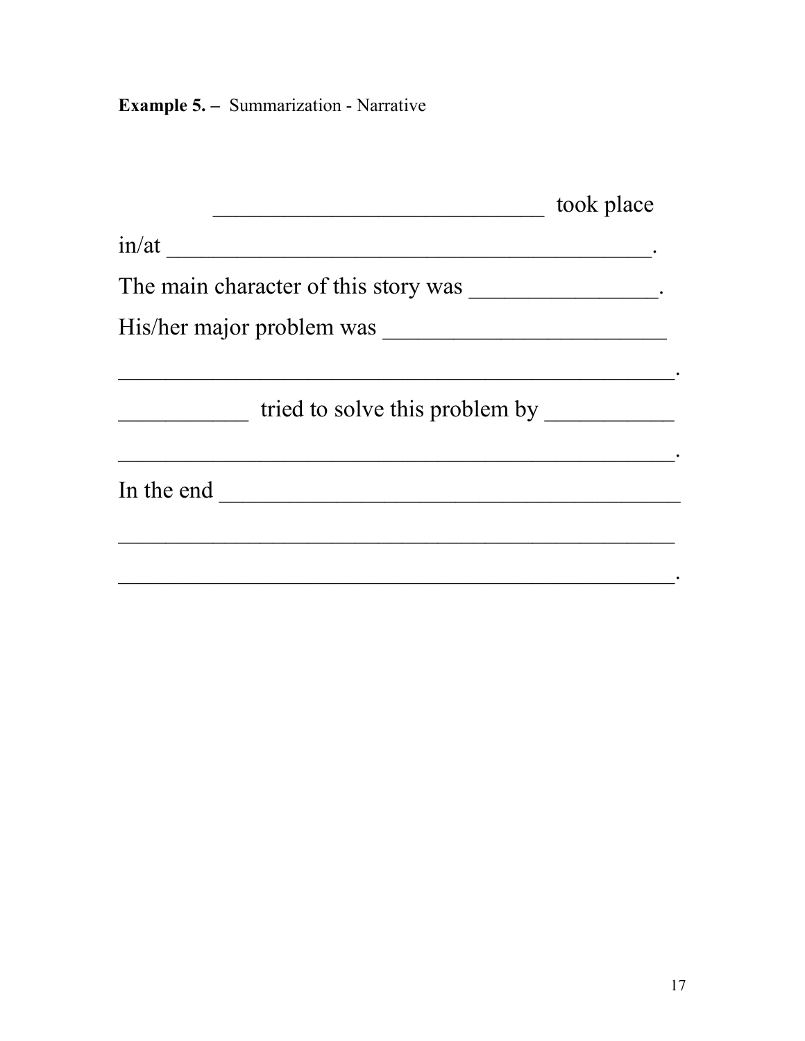**Example 5. –** Summarization - Narrative

___________________________ took place

in/at _______________________________________.

The main character of this story was _______________.

His/her major problem was _______________________

______________________________________________.

___________ tried to solve this problem by __________

______________________________________________.

In the end _____________________________________

______________________________________________

______________________________________________.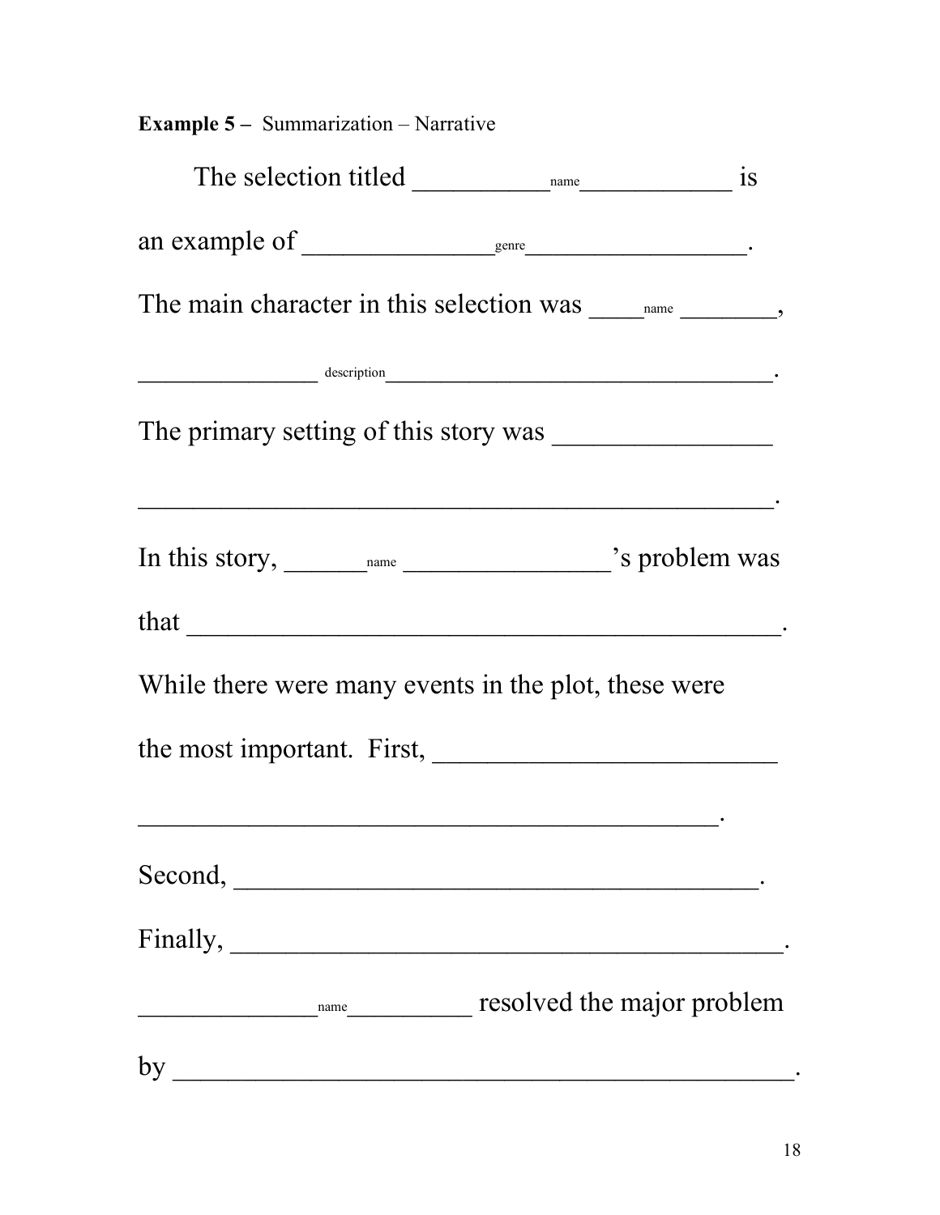**Example 5 –** Summarization – Narrative

The selection titled \_\_\_\_\_\_\_\_\_\_name\_\_\_\_\_\_\_\_\_\_\_\_ is an example of \_\_\_\_\_\_\_\_\_\_\_\_\_\_genre\_\_\_\_\_\_\_\_\_\_\_\_\_\_\_\_\_\_.

The main character in this selection was \_\_\_\_\_name \_\_\_\_\_\_\_\_, \_\_\_\_\_\_\_\_\_\_\_\_\_\_\_ description\_\_\_\_\_\_\_\_\_\_\_\_\_\_\_\_\_\_\_\_\_\_\_\_\_\_\_\_\_\_\_\_\_\_\_.

The primary setting of this story was \_\_\_\_\_\_\_\_\_\_\_\_\_\_\_\_ \_\_\_\_\_\_\_\_\_\_\_\_\_\_\_\_\_\_\_\_\_\_\_\_\_\_\_\_\_\_\_\_\_\_\_\_\_\_\_\_\_\_\_\_\_\_\_\_.

In this story, \_\_\_\_\_\_name \_\_\_\_\_\_\_\_\_\_\_\_\_\_\_\_’s problem was that \_\_\_\_\_\_\_\_\_\_\_\_\_\_\_\_\_\_\_\_\_\_\_\_\_\_\_\_\_\_\_\_\_\_\_\_\_\_\_\_\_\_\_\_.

While there were many events in the plot, these were the most important. First, \_\_\_\_\_\_\_\_\_\_\_\_\_\_\_\_\_\_\_\_\_\_\_\_\_\_ \_\_\_\_\_\_\_\_\_\_\_\_\_\_\_\_\_\_\_\_\_\_\_\_\_\_\_\_\_\_\_\_\_\_\_\_\_\_\_\_\_\_\_\_.

Second, \_\_\_\_\_\_\_\_\_\_\_\_\_\_\_\_\_\_\_\_\_\_\_\_\_\_\_\_\_\_\_\_\_\_\_\_\_\_\_.

Finally, \_\_\_\_\_\_\_\_\_\_\_\_\_\_\_\_\_\_\_\_\_\_\_\_\_\_\_\_\_\_\_\_\_\_\_\_\_\_\_\_\_\_.

\_\_\_\_\_\_\_\_\_\_\_\_\_\_name\_\_\_\_\_\_\_\_\_\_ resolved the major problem by \_\_\_\_\_\_\_\_\_\_\_\_\_\_\_\_\_\_\_\_\_\_\_\_\_\_\_\_\_\_\_\_\_\_\_\_\_\_\_\_\_\_\_\_\_\_\_\_.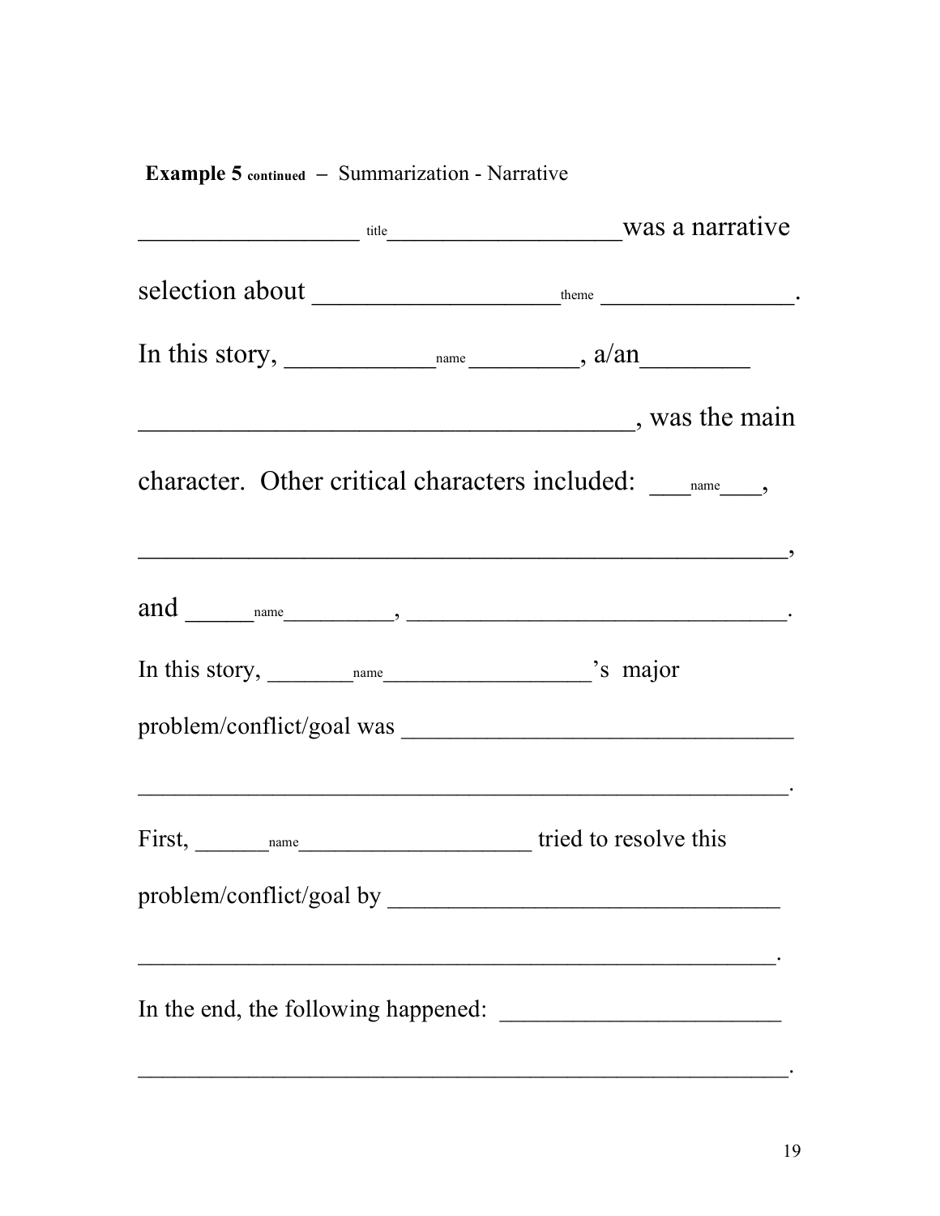**Example 5** continued – Summarization - Narrative

_________________ title___________________was a narrative

selection about ___________________theme ________________.

In this story, ____________name_________, a/an_________

_____________________________________, was the main

character. Other critical characters included: ___name____,

_________________________________________________,

and ______name__________, _______________________________.

In this story, ________name__________________'s major

problem/conflict/goal was _________________________________

____________________________________________________.

First, _______name_____________________ tried to resolve this

problem/conflict/goal by _________________________________

____________________________________________________.

In the end, the following happened: ________________________

____________________________________________________.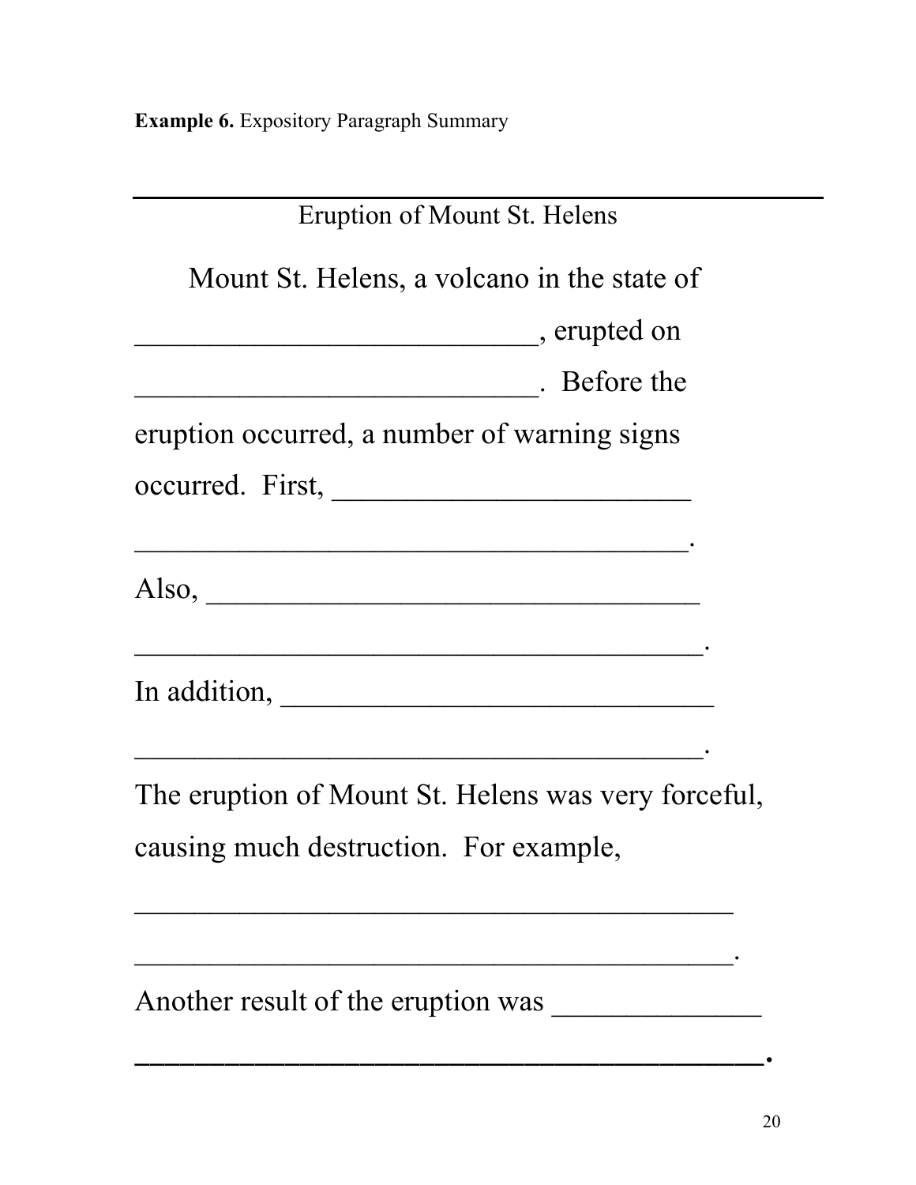**Example 6.** Expository Paragraph Summary

---

Eruption of Mount St. Helens

Mount St. Helens, a volcano in the state of ___________________________, erupted on ___________________________. Before the eruption occurred, a number of warning signs occurred. First, _________________________ _____________________________________.

Also, __________________________________ ______________________________________.

In addition, ______________________________ ______________________________________.

The eruption of Mount St. Helens was very forceful, causing much destruction. For example, _________________________________________ _________________________________________.

Another result of the eruption was ______________ _________________________________________.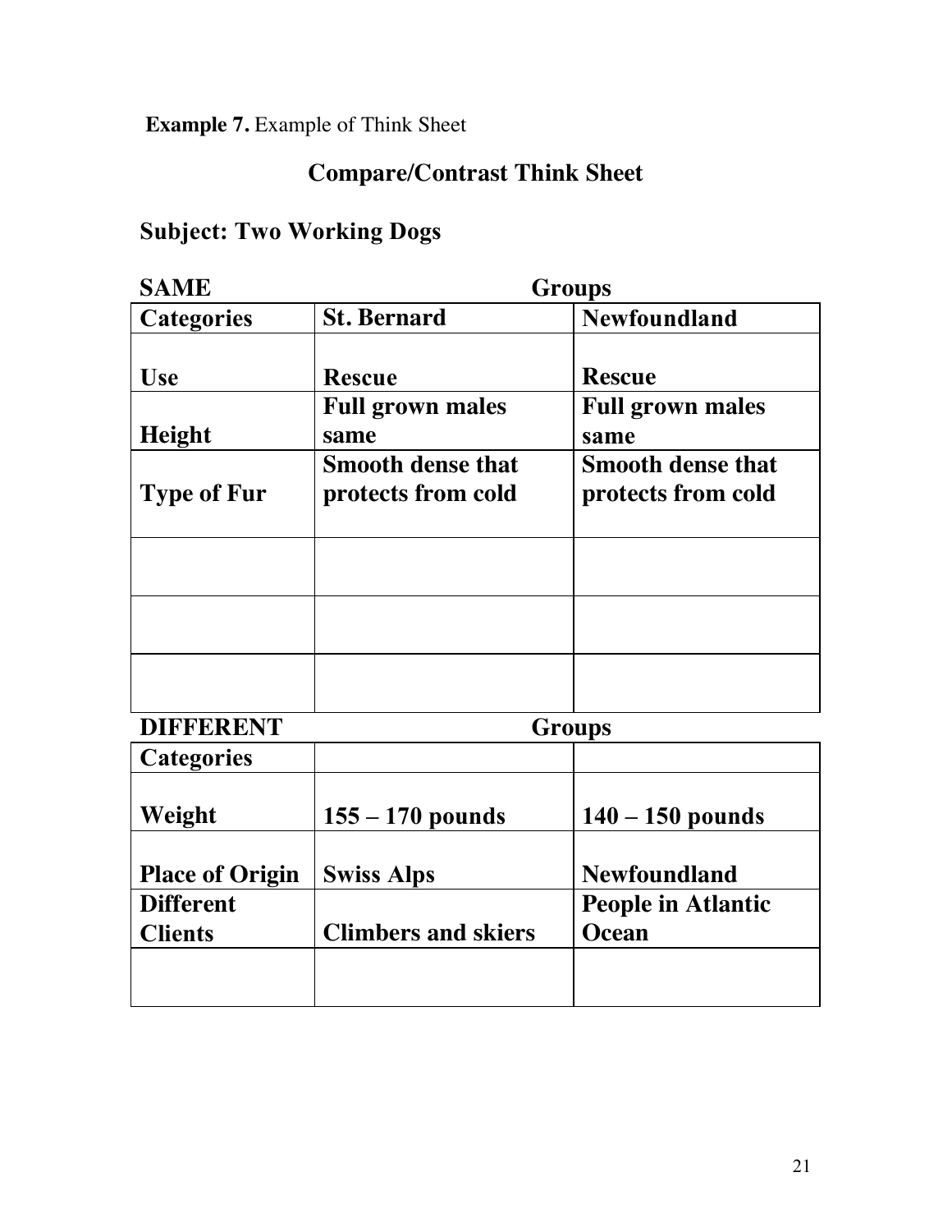**Example 7.** Example of Think Sheet

## Compare/Contrast Think Sheet

### Subject: Two Working Dogs

**SAME** | **Groups**

| **Categories** | **St. Bernard** | **Newfoundland** |
|---|---|---|
| **Use** | **Rescue** | **Rescue** |
| **Height** | **Full grown males same** | **Full grown males same** |
| **Type of Fur** | **Smooth dense that protects from cold** | **Smooth dense that protects from cold** |
| | | |
| | | |
| | | |

**DIFFERENT** | **Groups**

| **Categories** | | |
|---|---|---|
| **Weight** | **155 – 170 pounds** | **140 – 150 pounds** |
| **Place of Origin** | **Swiss Alps** | **Newfoundland** |
| **Different Clients** | **Climbers and skiers** | **People in Atlantic Ocean** |
| | | |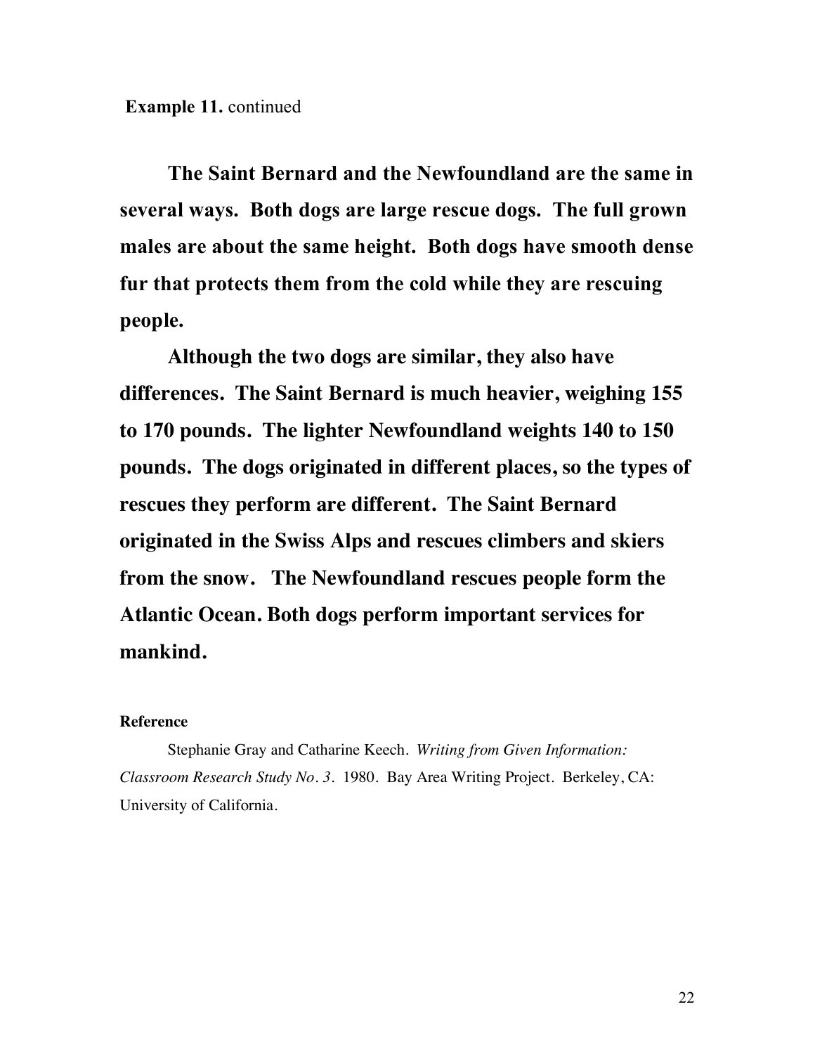**Example 11.** continued

**The Saint Bernard and the Newfoundland are the same in several ways. Both dogs are large rescue dogs. The full grown males are about the same height. Both dogs have smooth dense fur that protects them from the cold while they are rescuing people.**

**Although the two dogs are similar, they also have differences. The Saint Bernard is much heavier, weighing 155 to 170 pounds. The lighter Newfoundland weights 140 to 150 pounds. The dogs originated in different places, so the types of rescues they perform are different. The Saint Bernard originated in the Swiss Alps and rescues climbers and skiers from the snow. The Newfoundland rescues people form the Atlantic Ocean. Both dogs perform important services for mankind.**

**Reference**

Stephanie Gray and Catharine Keech. *Writing from Given Information: Classroom Research Study No. 3*. 1980. Bay Area Writing Project. Berkeley, CA: University of California.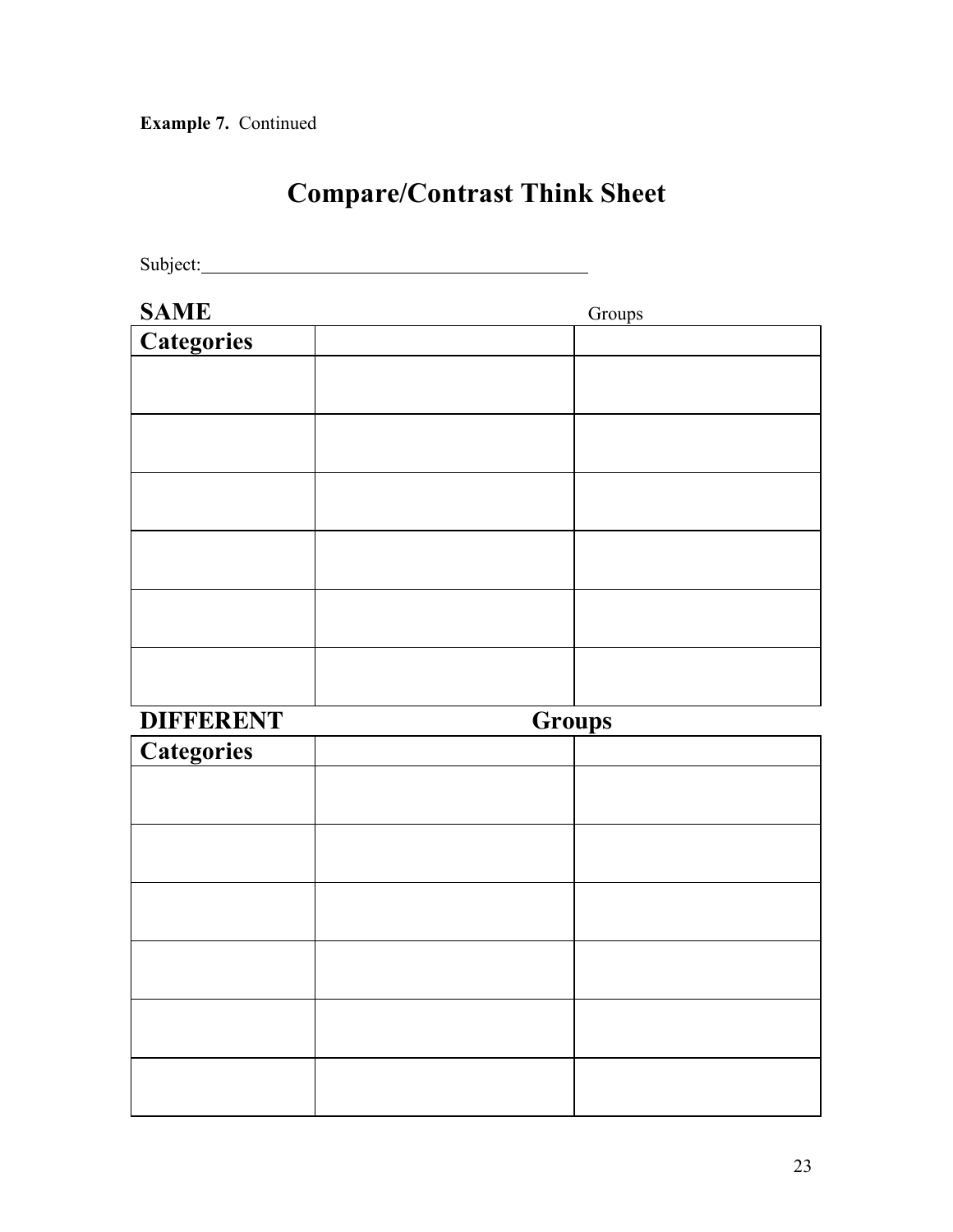**Example 7.** Continued

# Compare/Contrast Think Sheet

Subject:\_\_\_\_\_\_\_\_\_\_\_\_\_\_\_\_\_\_\_\_\_\_\_\_\_\_\_\_\_\_\_\_\_\_\_\_\_\_\_\_\_\_

**SAME** Groups

| **Categories** | | |
|---|---|---|
| | | |
| | | |
| | | |
| | | |
| | | |
| | | |

**DIFFERENT** **Groups**

| **Categories** | | |
|---|---|---|
| | | |
| | | |
| | | |
| | | |
| | | |
| | | |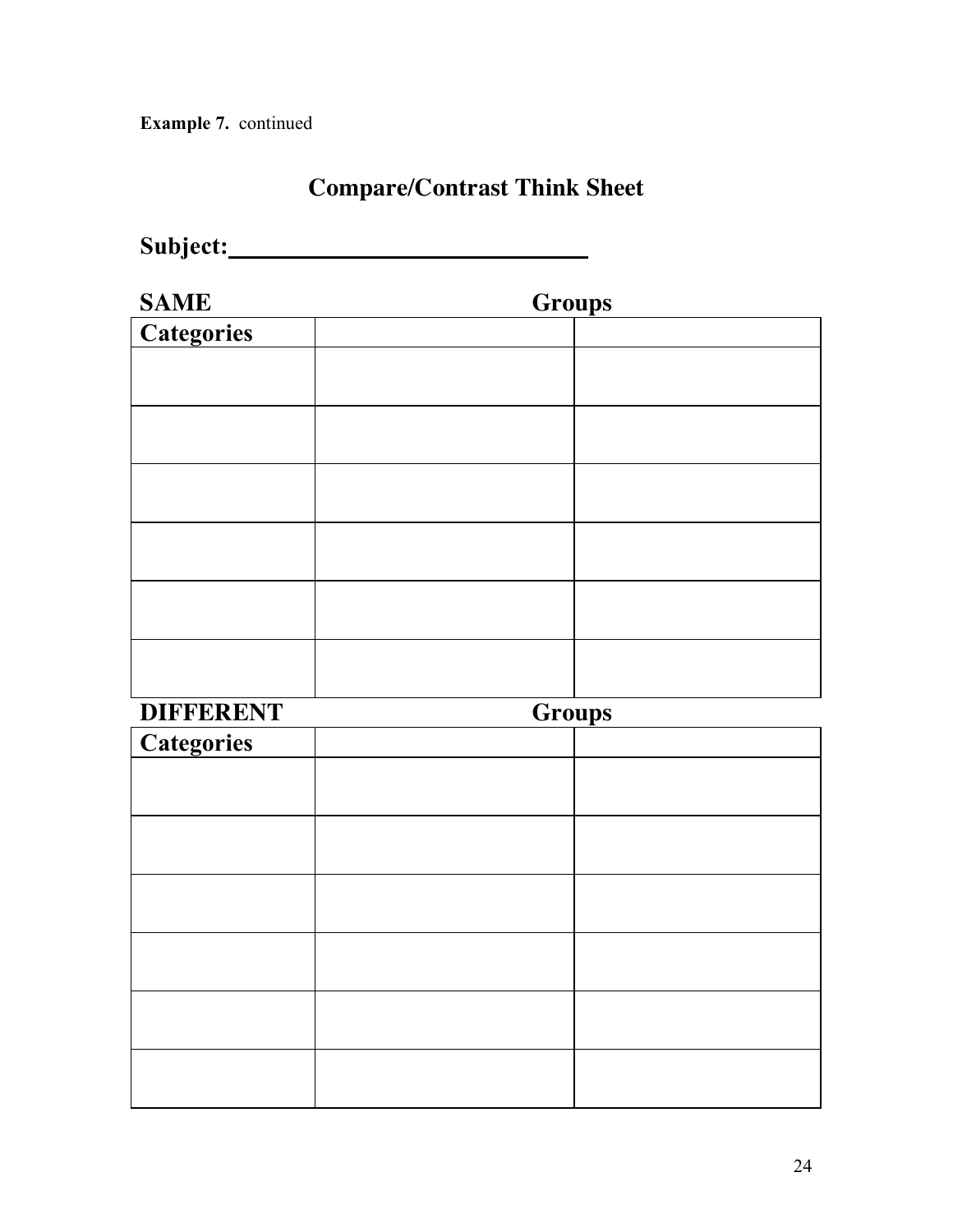**Example 7.** continued

## Compare/Contrast Think Sheet

**Subject:**\_\_\_\_\_\_\_\_\_\_\_\_\_\_\_\_\_\_\_\_\_\_\_\_\_\_\_\_\_\_

**SAME** **Groups**

| Categories | | |
|---|---|---|
| | | |
| | | |
| | | |
| | | |
| | | |
| | | |

**DIFFERENT** **Groups**

| Categories | | |
|---|---|---|
| | | |
| | | |
| | | |
| | | |
| | | |
| | | |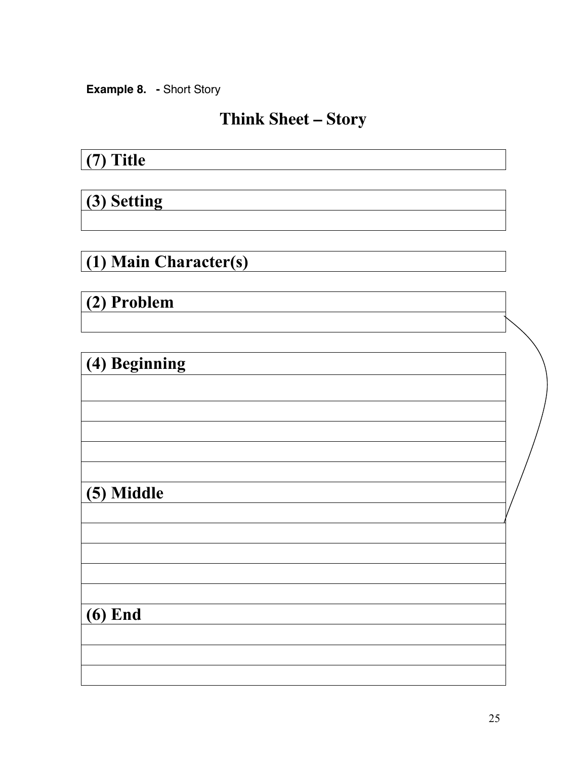**Example 8. -** Short Story

## Think Sheet – Story

| (7) Title |
|---|

| (3) Setting |
|---|
| |

| (1) Main Character(s) |
|---|

| (2) Problem |
|---|
| |

| (4) Beginning |
|---|
| |
| |
| |
| |
| |
| **(5) Middle** |
| |
| |
| |
| |
| |
| **(6) End** |
| |
| |
| |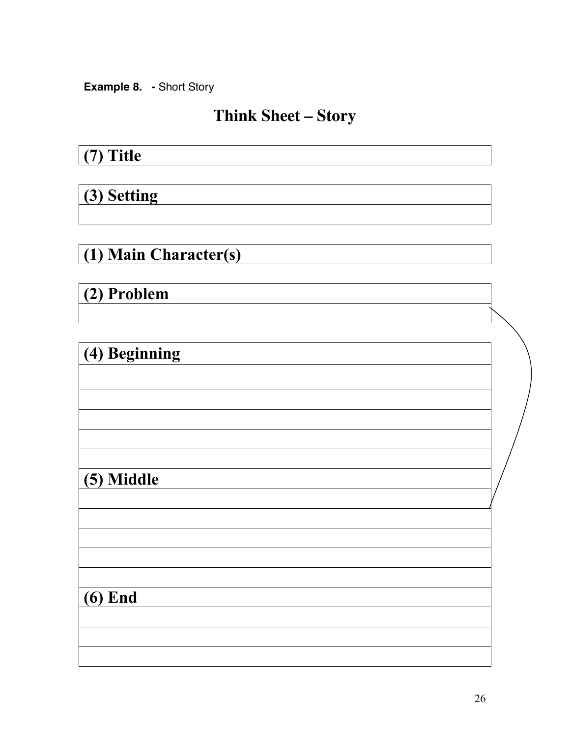**Example 8. -** Short Story

## Think Sheet – Story

| (7) Title |
|---|

| (3) Setting |
|---|
| |

| (1) Main Character(s) |
|---|

| (2) Problem |
|---|
| |

| (4) Beginning |
|---|
| |
| |
| |
| |
| |
| **(5) Middle** |
| |
| |
| |
| |
| |
| **(6) End** |
| |
| |
| |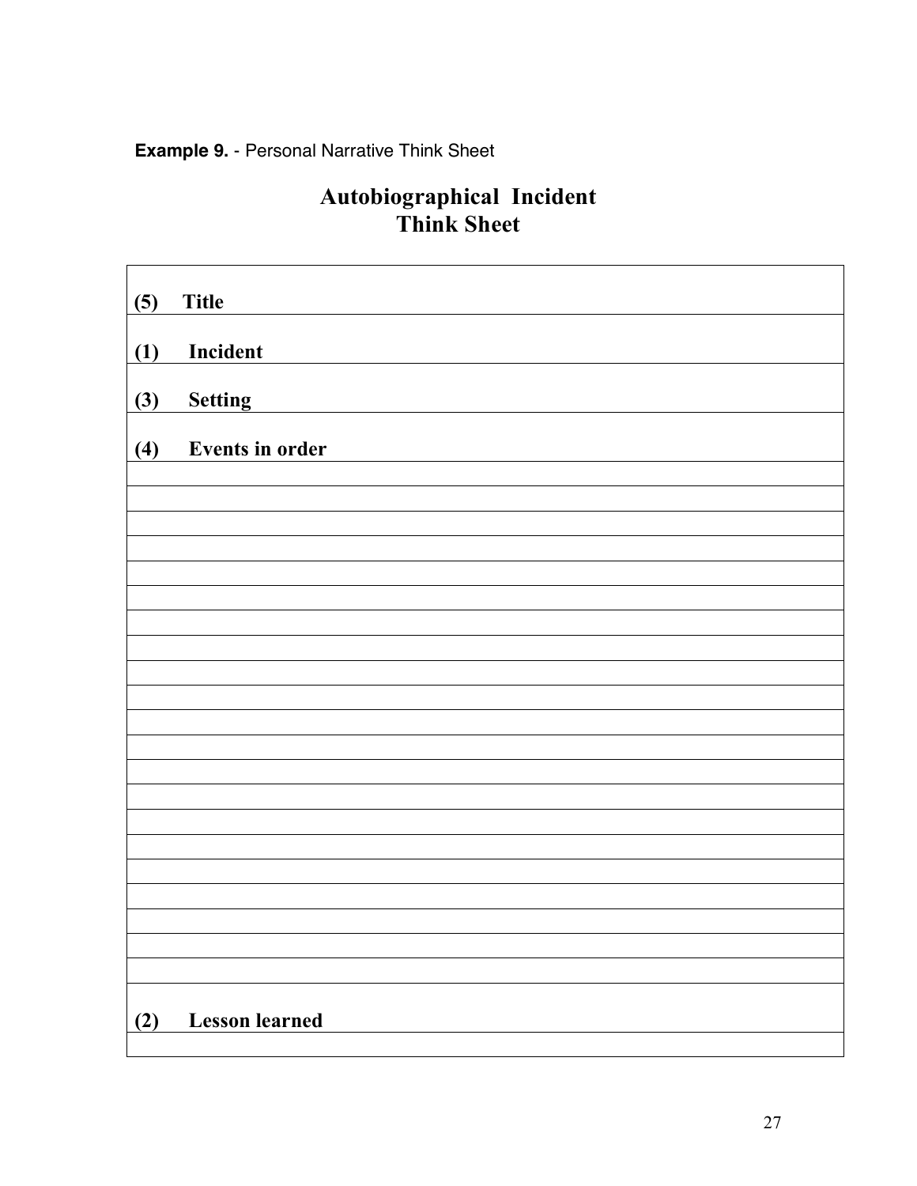**Example 9.** - Personal Narrative Think Sheet

# Autobiographical Incident
# Think Sheet

| |
|---|
| **(5) Title** |
| **(1) Incident** |
| **(3) Setting** |
| **(4) Events in order** |
| |
| |
| |
| |
| |
| |
| |
| |
| |
| |
| |
| |
| |
| |
| |
| |
| |
| |
| |
| |
| |
| **(2) Lesson learned** |
| |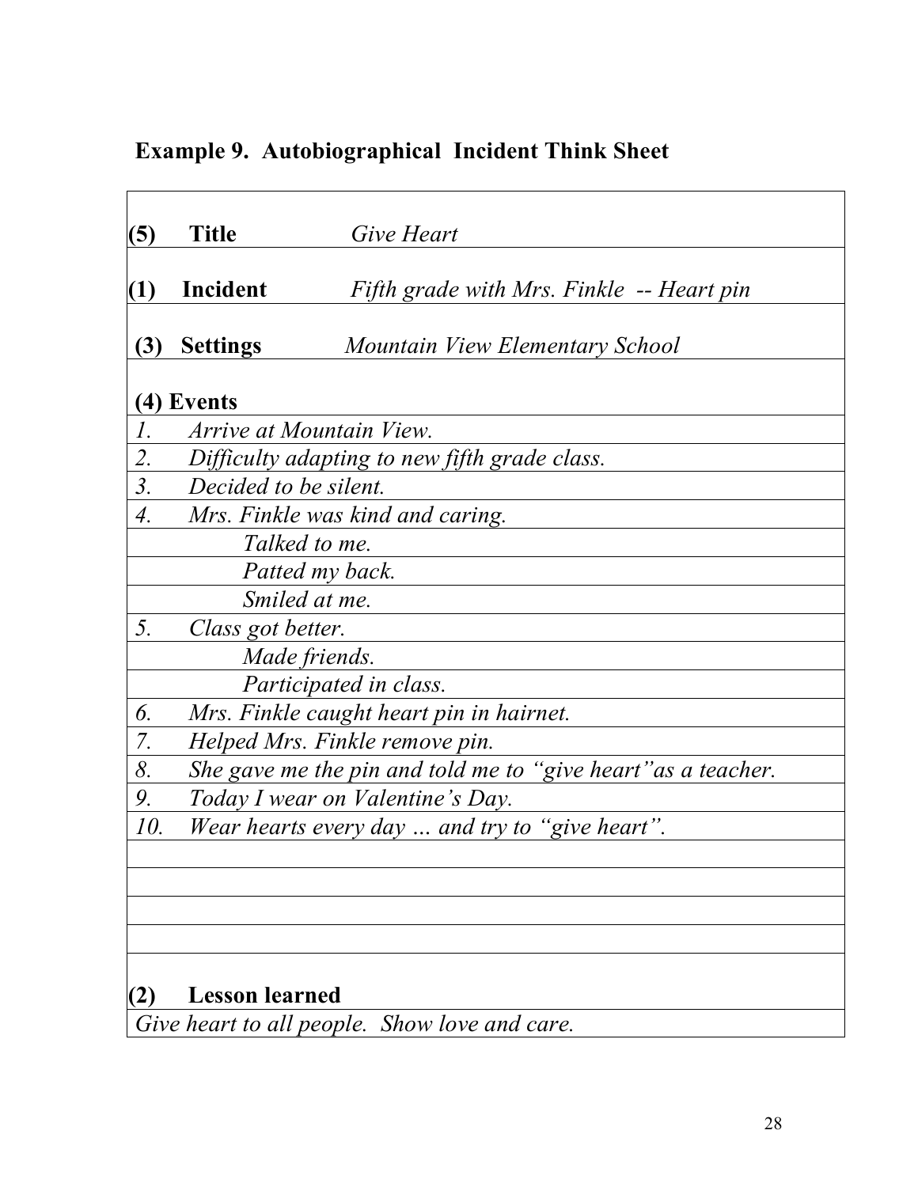## Example 9. Autobiographical Incident Think Sheet

| | | |
|---|---|---|
| **(5)** | **Title** | *Give Heart* |
| **(1)** | **Incident** | *Fifth grade with Mrs. Finkle -- Heart pin* |
| **(3)** | **Settings** | *Mountain View Elementary School* |
| **(4) Events** | | |
| *1.* | *Arrive at Mountain View.* | |
| *2.* | *Difficulty adapting to new fifth grade class.* | |
| *3.* | *Decided to be silent.* | |
| *4.* | *Mrs. Finkle was kind and caring.* | |
| | *Talked to me.* | |
| | *Patted my back.* | |
| | *Smiled at me.* | |
| *5.* | *Class got better.* | |
| | *Made friends.* | |
| | *Participated in class.* | |
| *6.* | *Mrs. Finkle caught heart pin in hairnet.* | |
| *7.* | *Helped Mrs. Finkle remove pin.* | |
| *8.* | *She gave me the pin and told me to "give heart" as a teacher.* | |
| *9.* | *Today I wear on Valentine's Day.* | |
| *10.* | *Wear hearts every day … and try to "give heart".* | |
| | | |
| | | |
| | | |
| | | |
| **(2)** | **Lesson learned** | |
| *Give heart to all people. Show love and care.* | | |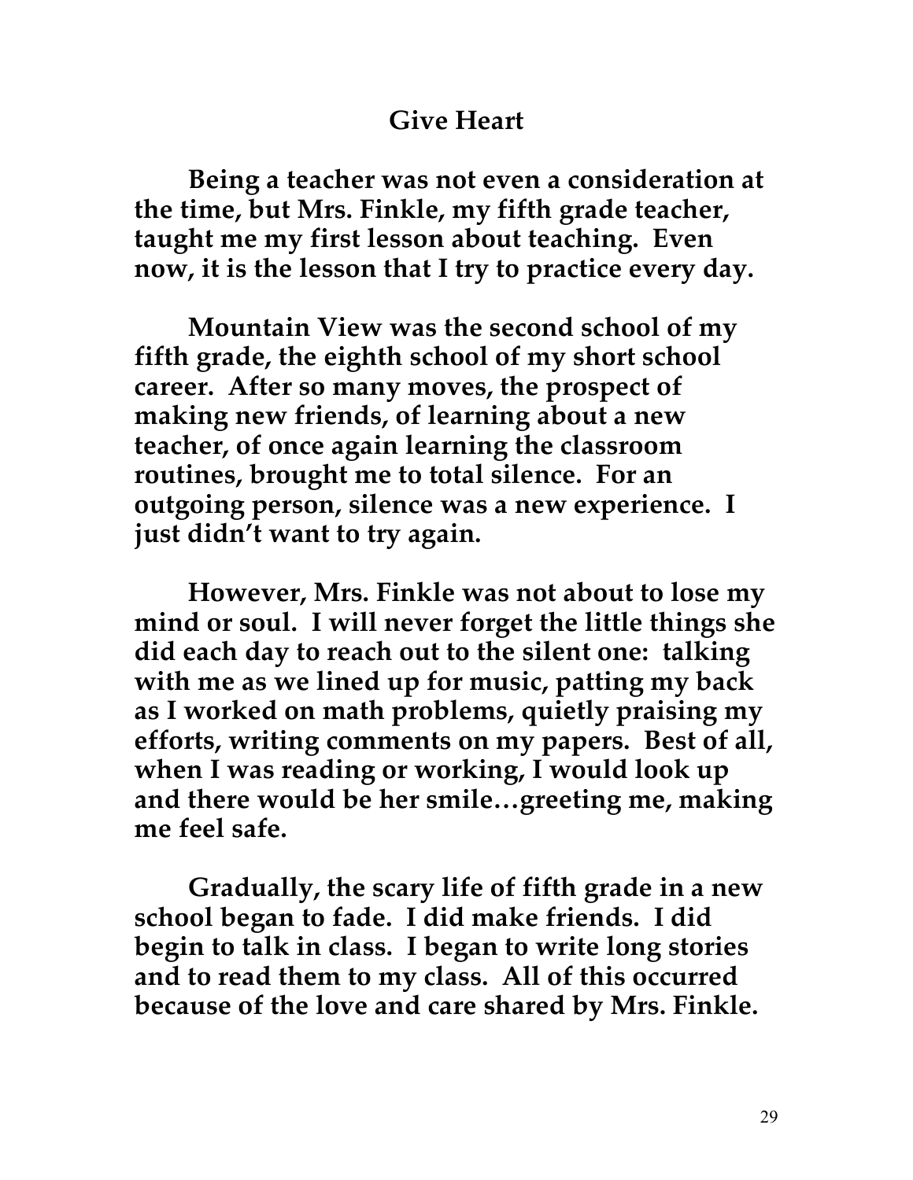## Give Heart

Being a teacher was not even a consideration at the time, but Mrs. Finkle, my fifth grade teacher, taught me my first lesson about teaching. Even now, it is the lesson that I try to practice every day.

Mountain View was the second school of my fifth grade, the eighth school of my short school career. After so many moves, the prospect of making new friends, of learning about a new teacher, of once again learning the classroom routines, brought me to total silence. For an outgoing person, silence was a new experience. I just didn't want to try again.

However, Mrs. Finkle was not about to lose my mind or soul. I will never forget the little things she did each day to reach out to the silent one: talking with me as we lined up for music, patting my back as I worked on math problems, quietly praising my efforts, writing comments on my papers. Best of all, when I was reading or working, I would look up and there would be her smile…greeting me, making me feel safe.

Gradually, the scary life of fifth grade in a new school began to fade. I did make friends. I did begin to talk in class. I began to write long stories and to read them to my class. All of this occurred because of the love and care shared by Mrs. Finkle.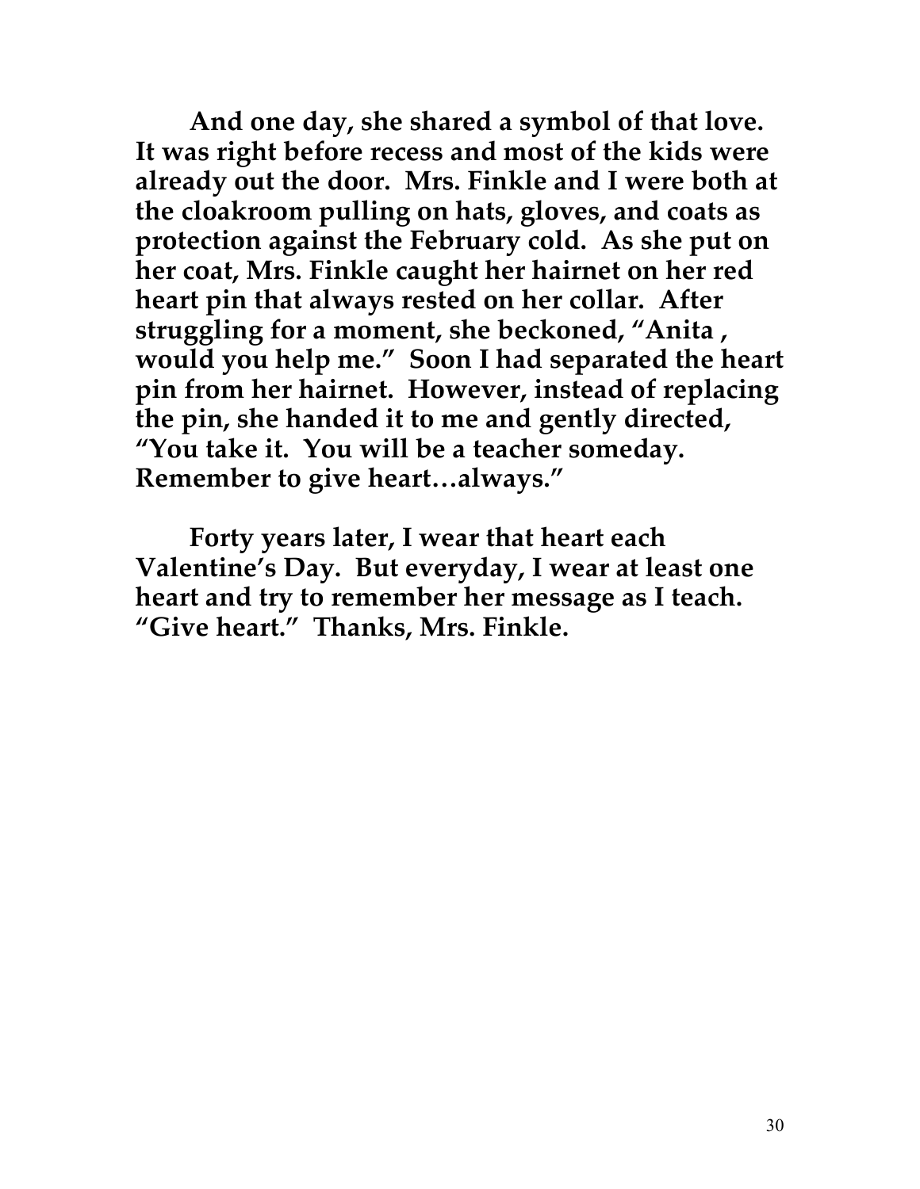**And one day, she shared a symbol of that love. It was right before recess and most of the kids were already out the door. Mrs. Finkle and I were both at the cloakroom pulling on hats, gloves, and coats as protection against the February cold. As she put on her coat, Mrs. Finkle caught her hairnet on her red heart pin that always rested on her collar. After struggling for a moment, she beckoned, "Anita , would you help me." Soon I had separated the heart pin from her hairnet. However, instead of replacing the pin, she handed it to me and gently directed, "You take it. You will be a teacher someday. Remember to give heart…always."**

**Forty years later, I wear that heart each Valentine's Day. But everyday, I wear at least one heart and try to remember her message as I teach. "Give heart." Thanks, Mrs. Finkle.**